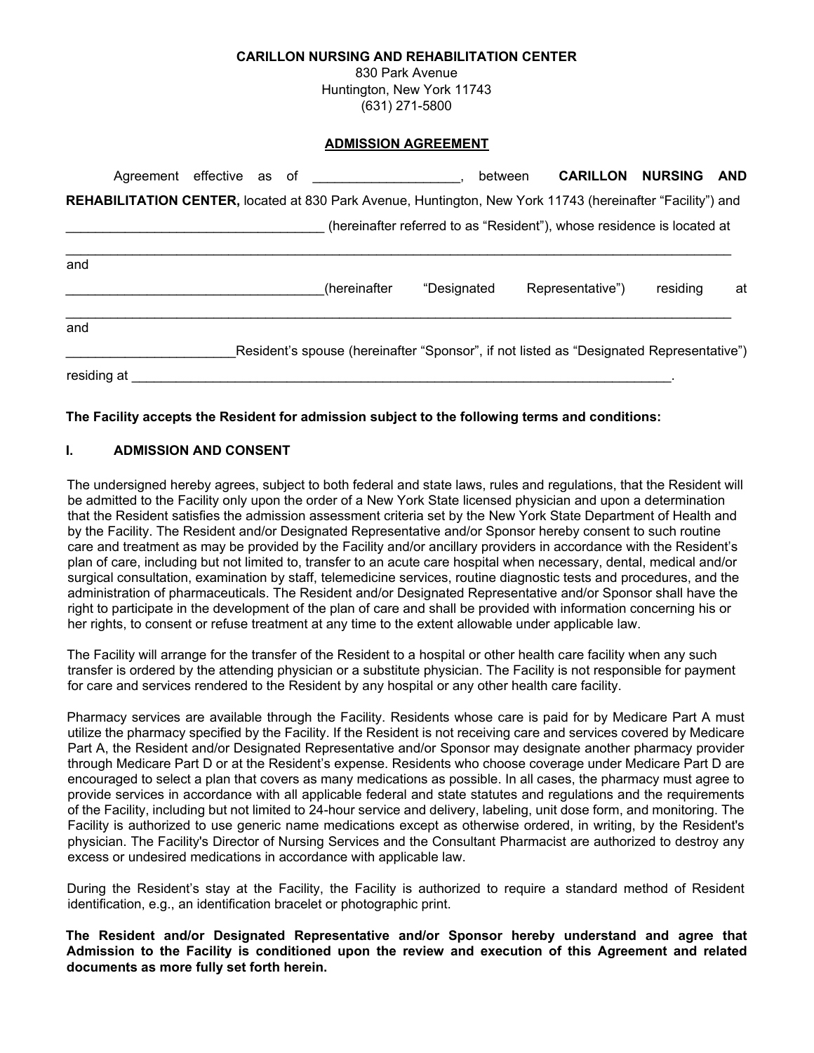**CARILLON NURSING AND REHABILITATION CENTER**
830 Park Avenue
Huntington, New York 11743
(631) 271-5800

**ADMISSION AGREEMENT**

Agreement effective as of ____________________, between **CARILLON NURSING AND REHABILITATION CENTER,** located at 830 Park Avenue, Huntington, New York 11743 (hereinafter "Facility") and ___________________________________ (hereinafter referred to as "Resident"), whose residence is located at _______________________________________________________________________________________

and

___________________________________(hereinafter "Designated Representative") residing at _______________________________________________________________________________________

and

_______________________Resident's spouse (hereinafter "Sponsor", if not listed as "Designated Representative") residing at ___________________________________________________________________________.

**The Facility accepts the Resident for admission subject to the following terms and conditions:**

## I. ADMISSION AND CONSENT

The undersigned hereby agrees, subject to both federal and state laws, rules and regulations, that the Resident will be admitted to the Facility only upon the order of a New York State licensed physician and upon a determination that the Resident satisfies the admission assessment criteria set by the New York State Department of Health and by the Facility. The Resident and/or Designated Representative and/or Sponsor hereby consent to such routine care and treatment as may be provided by the Facility and/or ancillary providers in accordance with the Resident's plan of care, including but not limited to, transfer to an acute care hospital when necessary, dental, medical and/or surgical consultation, examination by staff, telemedicine services, routine diagnostic tests and procedures, and the administration of pharmaceuticals. The Resident and/or Designated Representative and/or Sponsor shall have the right to participate in the development of the plan of care and shall be provided with information concerning his or her rights, to consent or refuse treatment at any time to the extent allowable under applicable law.

The Facility will arrange for the transfer of the Resident to a hospital or other health care facility when any such transfer is ordered by the attending physician or a substitute physician. The Facility is not responsible for payment for care and services rendered to the Resident by any hospital or any other health care facility.

Pharmacy services are available through the Facility. Residents whose care is paid for by Medicare Part A must utilize the pharmacy specified by the Facility. If the Resident is not receiving care and services covered by Medicare Part A, the Resident and/or Designated Representative and/or Sponsor may designate another pharmacy provider through Medicare Part D or at the Resident's expense. Residents who choose coverage under Medicare Part D are encouraged to select a plan that covers as many medications as possible. In all cases, the pharmacy must agree to provide services in accordance with all applicable federal and state statutes and regulations and the requirements of the Facility, including but not limited to 24-hour service and delivery, labeling, unit dose form, and monitoring. The Facility is authorized to use generic name medications except as otherwise ordered, in writing, by the Resident's physician. The Facility's Director of Nursing Services and the Consultant Pharmacist are authorized to destroy any excess or undesired medications in accordance with applicable law.

During the Resident's stay at the Facility, the Facility is authorized to require a standard method of Resident identification, e.g., an identification bracelet or photographic print.

**The Resident and/or Designated Representative and/or Sponsor hereby understand and agree that Admission to the Facility is conditioned upon the review and execution of this Agreement and related documents as more fully set forth herein.**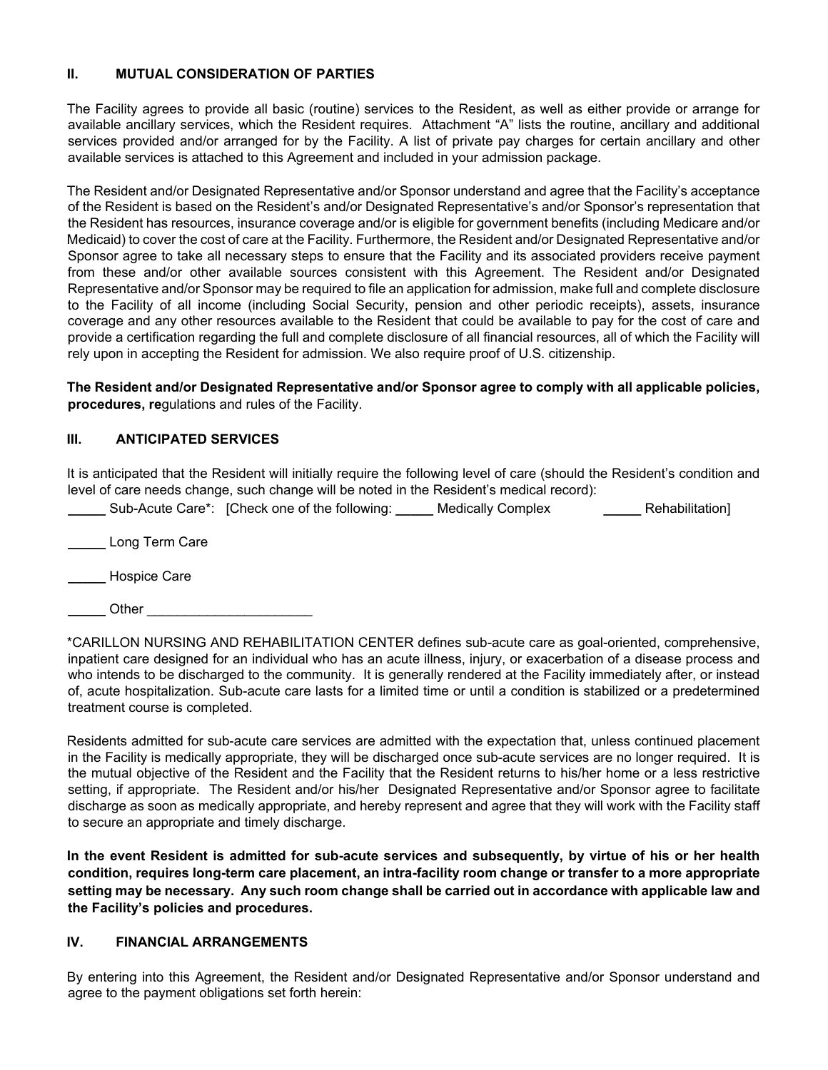## II. MUTUAL CONSIDERATION OF PARTIES

The Facility agrees to provide all basic (routine) services to the Resident, as well as either provide or arrange for available ancillary services, which the Resident requires. Attachment "A" lists the routine, ancillary and additional services provided and/or arranged for by the Facility. A list of private pay charges for certain ancillary and other available services is attached to this Agreement and included in your admission package.

The Resident and/or Designated Representative and/or Sponsor understand and agree that the Facility's acceptance of the Resident is based on the Resident's and/or Designated Representative's and/or Sponsor's representation that the Resident has resources, insurance coverage and/or is eligible for government benefits (including Medicare and/or Medicaid) to cover the cost of care at the Facility. Furthermore, the Resident and/or Designated Representative and/or Sponsor agree to take all necessary steps to ensure that the Facility and its associated providers receive payment from these and/or other available sources consistent with this Agreement. The Resident and/or Designated Representative and/or Sponsor may be required to file an application for admission, make full and complete disclosure to the Facility of all income (including Social Security, pension and other periodic receipts), assets, insurance coverage and any other resources available to the Resident that could be available to pay for the cost of care and provide a certification regarding the full and complete disclosure of all financial resources, all of which the Facility will rely upon in accepting the Resident for admission. We also require proof of U.S. citizenship.

**The Resident and/or Designated Representative and/or Sponsor agree to comply with all applicable policies, procedures, re**gulations and rules of the Facility.

## III. ANTICIPATED SERVICES

It is anticipated that the Resident will initially require the following level of care (should the Resident's condition and level of care needs change, such change will be noted in the Resident's medical record):

_____ Sub-Acute Care*: [Check one of the following: _____ Medically Complex _____ Rehabilitation]

_____ Long Term Care

_____ Hospice Care

_____ Other ______________________

*CARILLON NURSING AND REHABILITATION CENTER defines sub-acute care as goal-oriented, comprehensive, inpatient care designed for an individual who has an acute illness, injury, or exacerbation of a disease process and who intends to be discharged to the community. It is generally rendered at the Facility immediately after, or instead of, acute hospitalization. Sub-acute care lasts for a limited time or until a condition is stabilized or a predetermined treatment course is completed.

Residents admitted for sub-acute care services are admitted with the expectation that, unless continued placement in the Facility is medically appropriate, they will be discharged once sub-acute services are no longer required. It is the mutual objective of the Resident and the Facility that the Resident returns to his/her home or a less restrictive setting, if appropriate. The Resident and/or his/her Designated Representative and/or Sponsor agree to facilitate discharge as soon as medically appropriate, and hereby represent and agree that they will work with the Facility staff to secure an appropriate and timely discharge.

**In the event Resident is admitted for sub-acute services and subsequently, by virtue of his or her health condition, requires long-term care placement, an intra-facility room change or transfer to a more appropriate setting may be necessary. Any such room change shall be carried out in accordance with applicable law and the Facility's policies and procedures.**

## IV. FINANCIAL ARRANGEMENTS

By entering into this Agreement, the Resident and/or Designated Representative and/or Sponsor understand and agree to the payment obligations set forth herein: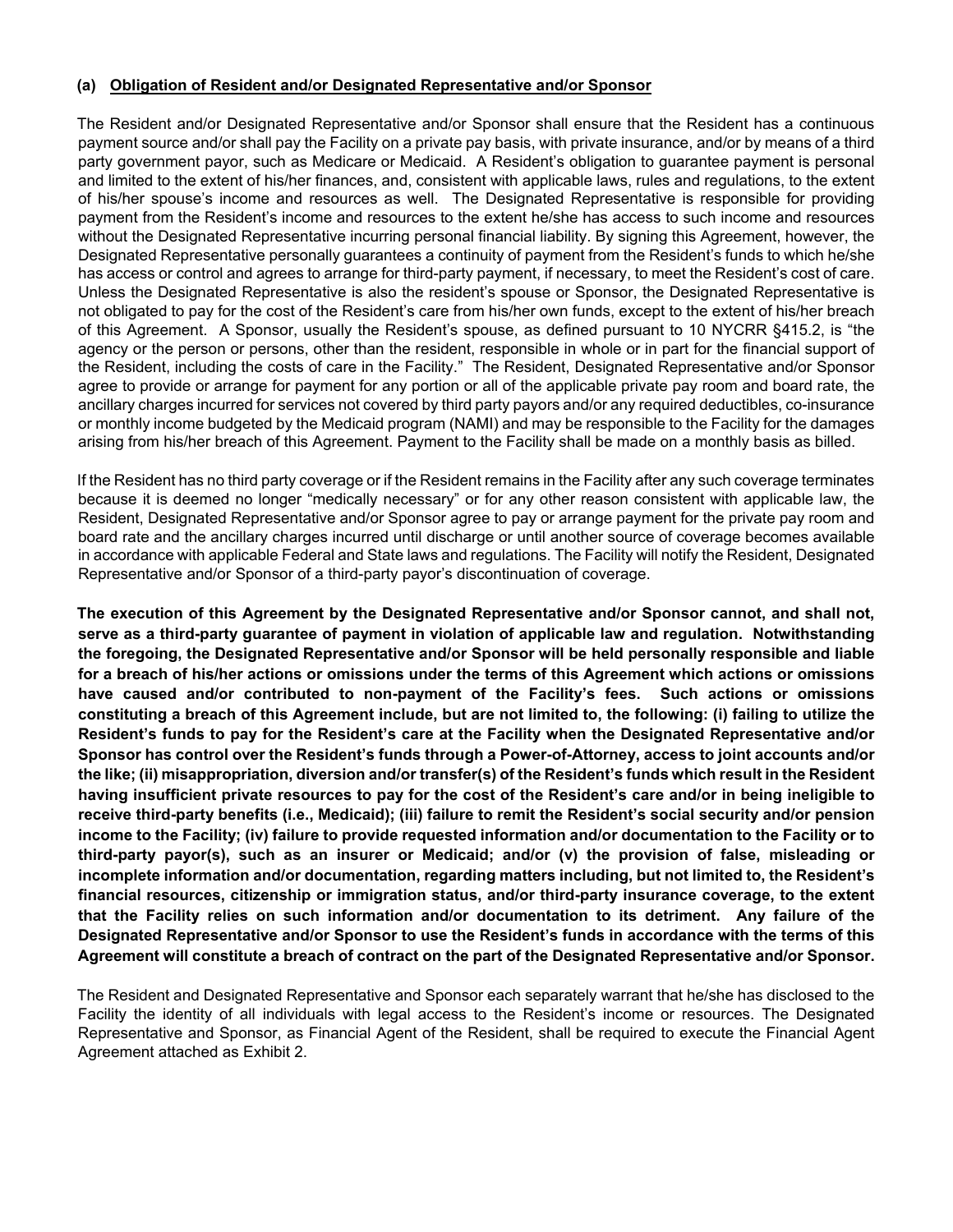**(a) Obligation of Resident and/or Designated Representative and/or Sponsor**

The Resident and/or Designated Representative and/or Sponsor shall ensure that the Resident has a continuous payment source and/or shall pay the Facility on a private pay basis, with private insurance, and/or by means of a third party government payor, such as Medicare or Medicaid. A Resident's obligation to guarantee payment is personal and limited to the extent of his/her finances, and, consistent with applicable laws, rules and regulations, to the extent of his/her spouse's income and resources as well. The Designated Representative is responsible for providing payment from the Resident's income and resources to the extent he/she has access to such income and resources without the Designated Representative incurring personal financial liability. By signing this Agreement, however, the Designated Representative personally guarantees a continuity of payment from the Resident's funds to which he/she has access or control and agrees to arrange for third-party payment, if necessary, to meet the Resident's cost of care. Unless the Designated Representative is also the resident's spouse or Sponsor, the Designated Representative is not obligated to pay for the cost of the Resident's care from his/her own funds, except to the extent of his/her breach of this Agreement. A Sponsor, usually the Resident's spouse, as defined pursuant to 10 NYCRR §415.2, is "the agency or the person or persons, other than the resident, responsible in whole or in part for the financial support of the Resident, including the costs of care in the Facility." The Resident, Designated Representative and/or Sponsor agree to provide or arrange for payment for any portion or all of the applicable private pay room and board rate, the ancillary charges incurred for services not covered by third party payors and/or any required deductibles, co-insurance or monthly income budgeted by the Medicaid program (NAMI) and may be responsible to the Facility for the damages arising from his/her breach of this Agreement. Payment to the Facility shall be made on a monthly basis as billed.

If the Resident has no third party coverage or if the Resident remains in the Facility after any such coverage terminates because it is deemed no longer "medically necessary" or for any other reason consistent with applicable law, the Resident, Designated Representative and/or Sponsor agree to pay or arrange payment for the private pay room and board rate and the ancillary charges incurred until discharge or until another source of coverage becomes available in accordance with applicable Federal and State laws and regulations. The Facility will notify the Resident, Designated Representative and/or Sponsor of a third-party payor's discontinuation of coverage.

**The execution of this Agreement by the Designated Representative and/or Sponsor cannot, and shall not, serve as a third-party guarantee of payment in violation of applicable law and regulation. Notwithstanding the foregoing, the Designated Representative and/or Sponsor will be held personally responsible and liable for a breach of his/her actions or omissions under the terms of this Agreement which actions or omissions have caused and/or contributed to non-payment of the Facility's fees. Such actions or omissions constituting a breach of this Agreement include, but are not limited to, the following: (i) failing to utilize the Resident's funds to pay for the Resident's care at the Facility when the Designated Representative and/or Sponsor has control over the Resident's funds through a Power-of-Attorney, access to joint accounts and/or the like; (ii) misappropriation, diversion and/or transfer(s) of the Resident's funds which result in the Resident having insufficient private resources to pay for the cost of the Resident's care and/or in being ineligible to receive third-party benefits (i.e., Medicaid); (iii) failure to remit the Resident's social security and/or pension income to the Facility; (iv) failure to provide requested information and/or documentation to the Facility or to third-party payor(s), such as an insurer or Medicaid; and/or (v) the provision of false, misleading or incomplete information and/or documentation, regarding matters including, but not limited to, the Resident's financial resources, citizenship or immigration status, and/or third-party insurance coverage, to the extent that the Facility relies on such information and/or documentation to its detriment. Any failure of the Designated Representative and/or Sponsor to use the Resident's funds in accordance with the terms of this Agreement will constitute a breach of contract on the part of the Designated Representative and/or Sponsor.**

The Resident and Designated Representative and Sponsor each separately warrant that he/she has disclosed to the Facility the identity of all individuals with legal access to the Resident's income or resources. The Designated Representative and Sponsor, as Financial Agent of the Resident, shall be required to execute the Financial Agent Agreement attached as Exhibit 2.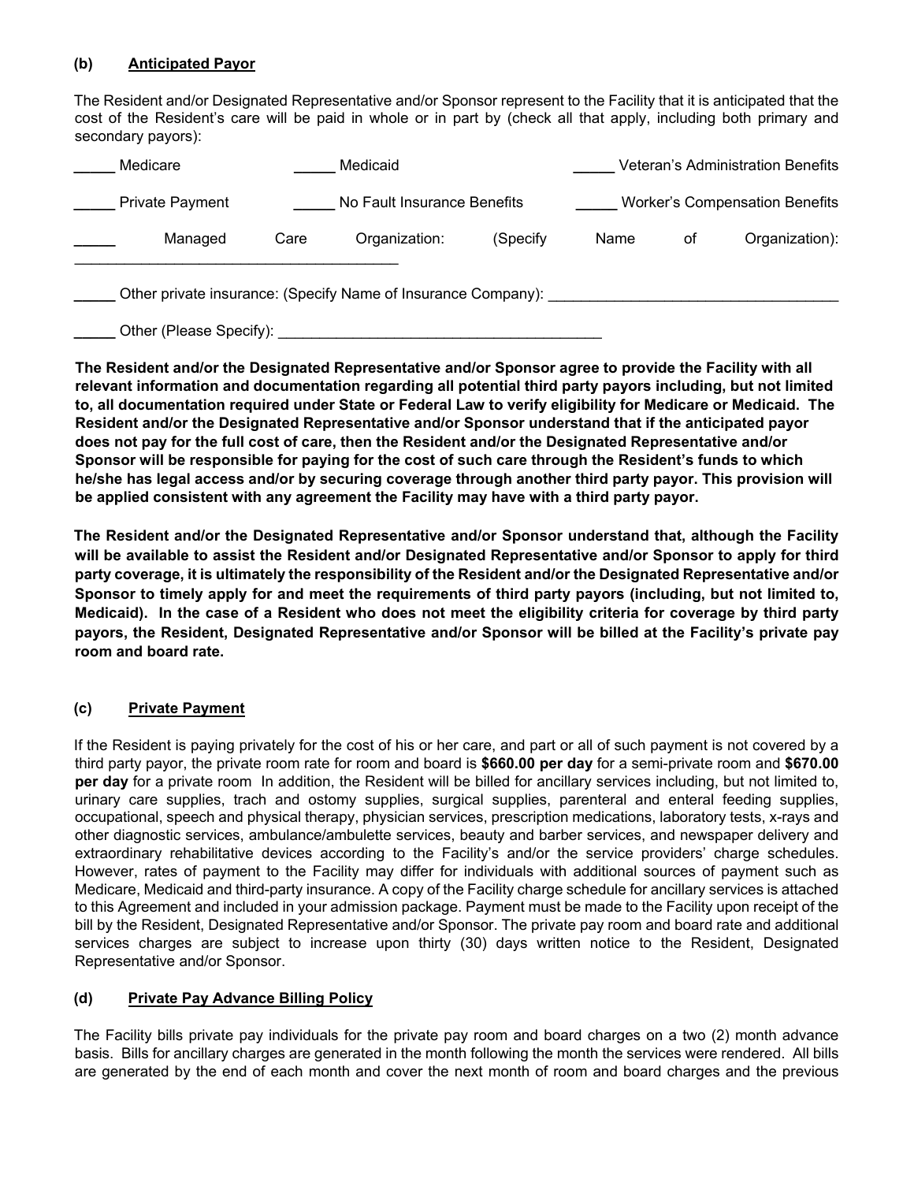**(b) Anticipated Payor**

The Resident and/or Designated Representative and/or Sponsor represent to the Facility that it is anticipated that the cost of the Resident's care will be paid in whole or in part by (check all that apply, including both primary and secondary payors):

_____ Medicare _____ Medicaid _____ Veteran's Administration Benefits

_____ Private Payment _____ No Fault Insurance Benefits _____ Worker's Compensation Benefits

_____ Managed Care Organization: (Specify Name of Organization): _________________________________________

_____ Other private insurance: (Specify Name of Insurance Company): ___________________________________

_____ Other (Please Specify): _________________________________________

**The Resident and/or the Designated Representative and/or Sponsor agree to provide the Facility with all relevant information and documentation regarding all potential third party payors including, but not limited to, all documentation required under State or Federal Law to verify eligibility for Medicare or Medicaid. The Resident and/or the Designated Representative and/or Sponsor understand that if the anticipated payor does not pay for the full cost of care, then the Resident and/or the Designated Representative and/or Sponsor will be responsible for paying for the cost of such care through the Resident's funds to which he/she has legal access and/or by securing coverage through another third party payor. This provision will be applied consistent with any agreement the Facility may have with a third party payor.**

**The Resident and/or the Designated Representative and/or Sponsor understand that, although the Facility will be available to assist the Resident and/or Designated Representative and/or Sponsor to apply for third party coverage, it is ultimately the responsibility of the Resident and/or the Designated Representative and/or Sponsor to timely apply for and meet the requirements of third party payors (including, but not limited to, Medicaid). In the case of a Resident who does not meet the eligibility criteria for coverage by third party payors, the Resident, Designated Representative and/or Sponsor will be billed at the Facility's private pay room and board rate.**

**(c) Private Payment**

If the Resident is paying privately for the cost of his or her care, and part or all of such payment is not covered by a third party payor, the private room rate for room and board is **$660.00 per day** for a semi-private room and **$670.00 per day** for a private room In addition, the Resident will be billed for ancillary services including, but not limited to, urinary care supplies, trach and ostomy supplies, surgical supplies, parenteral and enteral feeding supplies, occupational, speech and physical therapy, physician services, prescription medications, laboratory tests, x-rays and other diagnostic services, ambulance/ambulette services, beauty and barber services, and newspaper delivery and extraordinary rehabilitative devices according to the Facility's and/or the service providers' charge schedules. However, rates of payment to the Facility may differ for individuals with additional sources of payment such as Medicare, Medicaid and third-party insurance. A copy of the Facility charge schedule for ancillary services is attached to this Agreement and included in your admission package. Payment must be made to the Facility upon receipt of the bill by the Resident, Designated Representative and/or Sponsor. The private pay room and board rate and additional services charges are subject to increase upon thirty (30) days written notice to the Resident, Designated Representative and/or Sponsor.

**(d) Private Pay Advance Billing Policy**

The Facility bills private pay individuals for the private pay room and board charges on a two (2) month advance basis. Bills for ancillary charges are generated in the month following the month the services were rendered. All bills are generated by the end of each month and cover the next month of room and board charges and the previous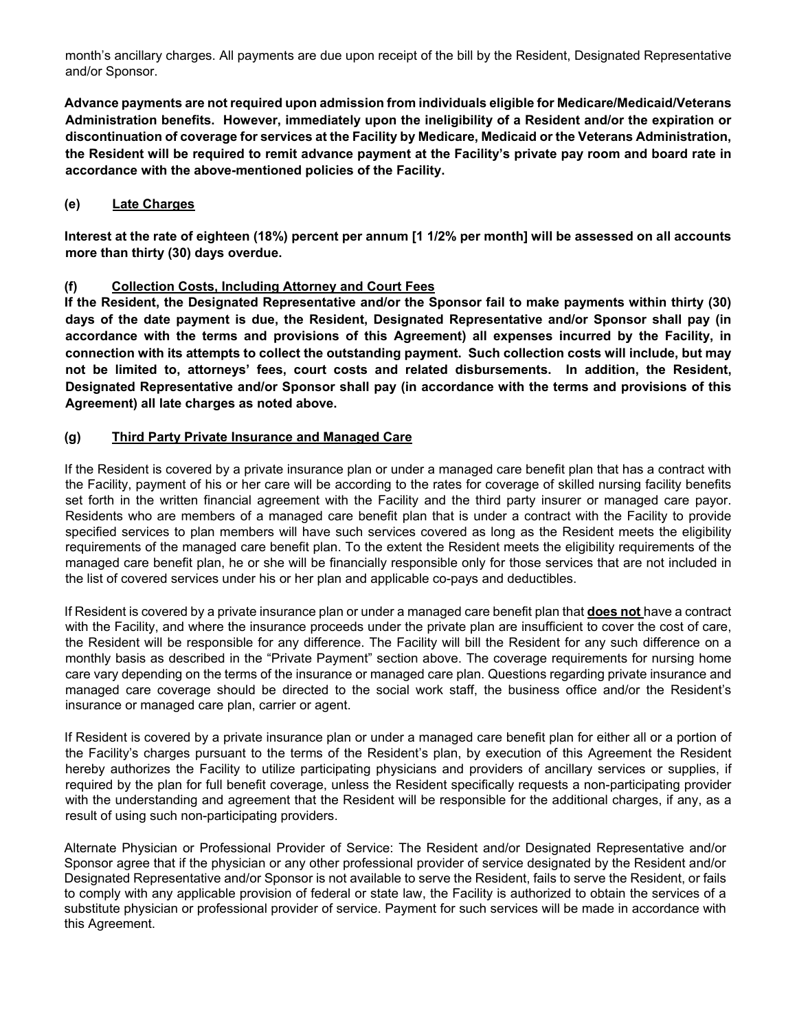month's ancillary charges. All payments are due upon receipt of the bill by the Resident, Designated Representative and/or Sponsor.

**Advance payments are not required upon admission from individuals eligible for Medicare/Medicaid/Veterans Administration benefits. However, immediately upon the ineligibility of a Resident and/or the expiration or discontinuation of coverage for services at the Facility by Medicare, Medicaid or the Veterans Administration, the Resident will be required to remit advance payment at the Facility's private pay room and board rate in accordance with the above-mentioned policies of the Facility.**

**(e) Late Charges**

**Interest at the rate of eighteen (18%) percent per annum [1 1/2% per month] will be assessed on all accounts more than thirty (30) days overdue.**

**(f) Collection Costs, Including Attorney and Court Fees**

**If the Resident, the Designated Representative and/or the Sponsor fail to make payments within thirty (30) days of the date payment is due, the Resident, Designated Representative and/or Sponsor shall pay (in accordance with the terms and provisions of this Agreement) all expenses incurred by the Facility, in connection with its attempts to collect the outstanding payment. Such collection costs will include, but may not be limited to, attorneys' fees, court costs and related disbursements. In addition, the Resident, Designated Representative and/or Sponsor shall pay (in accordance with the terms and provisions of this Agreement) all late charges as noted above.**

**(g) Third Party Private Insurance and Managed Care**

If the Resident is covered by a private insurance plan or under a managed care benefit plan that has a contract with the Facility, payment of his or her care will be according to the rates for coverage of skilled nursing facility benefits set forth in the written financial agreement with the Facility and the third party insurer or managed care payor. Residents who are members of a managed care benefit plan that is under a contract with the Facility to provide specified services to plan members will have such services covered as long as the Resident meets the eligibility requirements of the managed care benefit plan. To the extent the Resident meets the eligibility requirements of the managed care benefit plan, he or she will be financially responsible only for those services that are not included in the list of covered services under his or her plan and applicable co-pays and deductibles.

If Resident is covered by a private insurance plan or under a managed care benefit plan that **does not** have a contract with the Facility, and where the insurance proceeds under the private plan are insufficient to cover the cost of care, the Resident will be responsible for any difference. The Facility will bill the Resident for any such difference on a monthly basis as described in the "Private Payment" section above. The coverage requirements for nursing home care vary depending on the terms of the insurance or managed care plan. Questions regarding private insurance and managed care coverage should be directed to the social work staff, the business office and/or the Resident's insurance or managed care plan, carrier or agent.

If Resident is covered by a private insurance plan or under a managed care benefit plan for either all or a portion of the Facility's charges pursuant to the terms of the Resident's plan, by execution of this Agreement the Resident hereby authorizes the Facility to utilize participating physicians and providers of ancillary services or supplies, if required by the plan for full benefit coverage, unless the Resident specifically requests a non-participating provider with the understanding and agreement that the Resident will be responsible for the additional charges, if any, as a result of using such non-participating providers.

Alternate Physician or Professional Provider of Service: The Resident and/or Designated Representative and/or Sponsor agree that if the physician or any other professional provider of service designated by the Resident and/or Designated Representative and/or Sponsor is not available to serve the Resident, fails to serve the Resident, or fails to comply with any applicable provision of federal or state law, the Facility is authorized to obtain the services of a substitute physician or professional provider of service. Payment for such services will be made in accordance with this Agreement.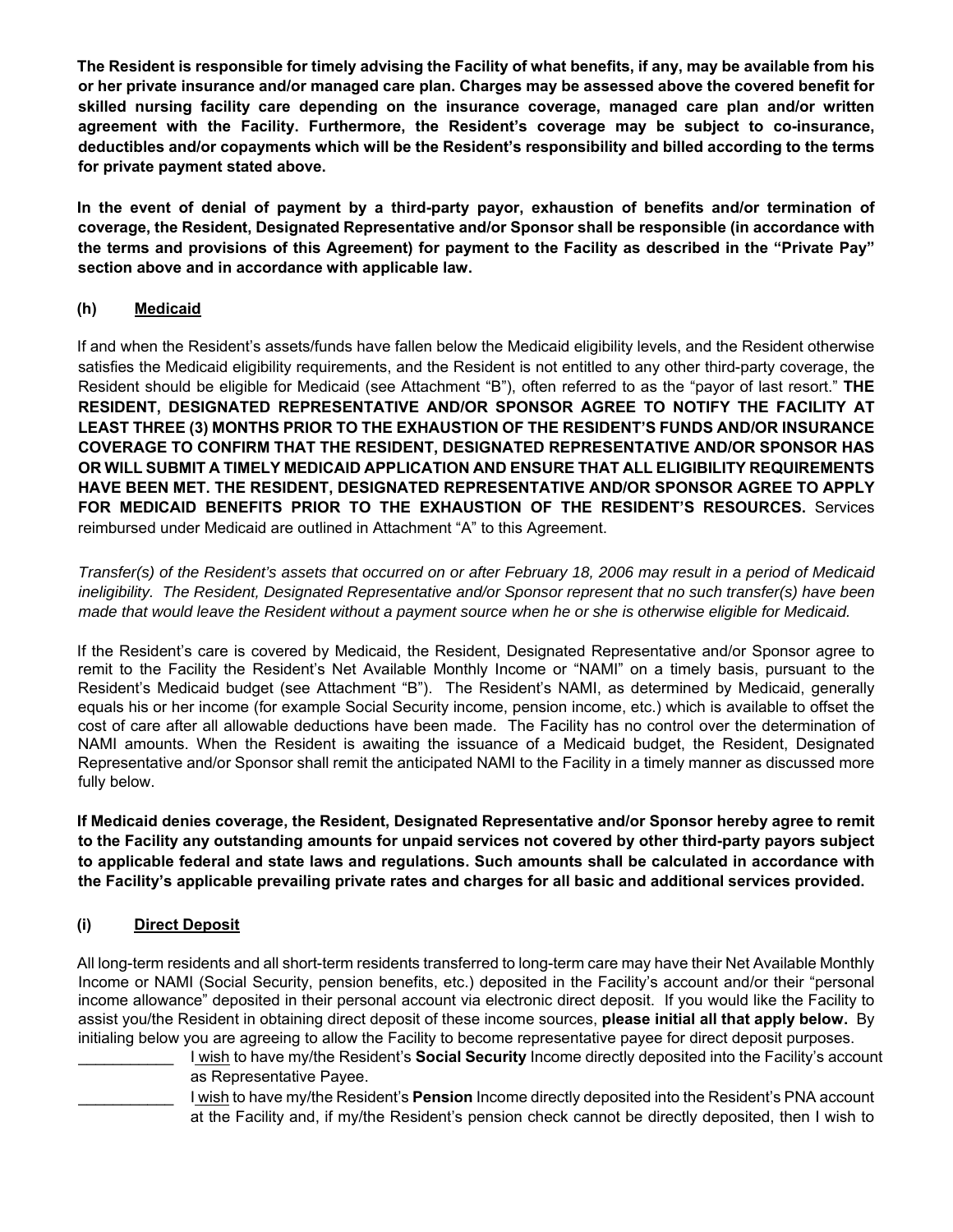**The Resident is responsible for timely advising the Facility of what benefits, if any, may be available from his or her private insurance and/or managed care plan. Charges may be assessed above the covered benefit for skilled nursing facility care depending on the insurance coverage, managed care plan and/or written agreement with the Facility. Furthermore, the Resident's coverage may be subject to co-insurance, deductibles and/or copayments which will be the Resident's responsibility and billed according to the terms for private payment stated above.**

**In the event of denial of payment by a third-party payor, exhaustion of benefits and/or termination of coverage, the Resident, Designated Representative and/or Sponsor shall be responsible (in accordance with the terms and provisions of this Agreement) for payment to the Facility as described in the "Private Pay" section above and in accordance with applicable law.**

**(h) Medicaid**

If and when the Resident's assets/funds have fallen below the Medicaid eligibility levels, and the Resident otherwise satisfies the Medicaid eligibility requirements, and the Resident is not entitled to any other third-party coverage, the Resident should be eligible for Medicaid (see Attachment "B"), often referred to as the "payor of last resort." **THE RESIDENT, DESIGNATED REPRESENTATIVE AND/OR SPONSOR AGREE TO NOTIFY THE FACILITY AT LEAST THREE (3) MONTHS PRIOR TO THE EXHAUSTION OF THE RESIDENT'S FUNDS AND/OR INSURANCE COVERAGE TO CONFIRM THAT THE RESIDENT, DESIGNATED REPRESENTATIVE AND/OR SPONSOR HAS OR WILL SUBMIT A TIMELY MEDICAID APPLICATION AND ENSURE THAT ALL ELIGIBILITY REQUIREMENTS HAVE BEEN MET. THE RESIDENT, DESIGNATED REPRESENTATIVE AND/OR SPONSOR AGREE TO APPLY FOR MEDICAID BENEFITS PRIOR TO THE EXHAUSTION OF THE RESIDENT'S RESOURCES.** Services reimbursed under Medicaid are outlined in Attachment "A" to this Agreement.

*Transfer(s) of the Resident's assets that occurred on or after February 18, 2006 may result in a period of Medicaid ineligibility. The Resident, Designated Representative and/or Sponsor represent that no such transfer(s) have been made that would leave the Resident without a payment source when he or she is otherwise eligible for Medicaid.*

If the Resident's care is covered by Medicaid, the Resident, Designated Representative and/or Sponsor agree to remit to the Facility the Resident's Net Available Monthly Income or "NAMI" on a timely basis, pursuant to the Resident's Medicaid budget (see Attachment "B"). The Resident's NAMI, as determined by Medicaid, generally equals his or her income (for example Social Security income, pension income, etc.) which is available to offset the cost of care after all allowable deductions have been made. The Facility has no control over the determination of NAMI amounts. When the Resident is awaiting the issuance of a Medicaid budget, the Resident, Designated Representative and/or Sponsor shall remit the anticipated NAMI to the Facility in a timely manner as discussed more fully below.

**If Medicaid denies coverage, the Resident, Designated Representative and/or Sponsor hereby agree to remit to the Facility any outstanding amounts for unpaid services not covered by other third-party payors subject to applicable federal and state laws and regulations. Such amounts shall be calculated in accordance with the Facility's applicable prevailing private rates and charges for all basic and additional services provided.**

**(i) Direct Deposit**

All long-term residents and all short-term residents transferred to long-term care may have their Net Available Monthly Income or NAMI (Social Security, pension benefits, etc.) deposited in the Facility's account and/or their "personal income allowance" deposited in their personal account via electronic direct deposit. If you would like the Facility to assist you/the Resident in obtaining direct deposit of these income sources, **please initial all that apply below.** By initialing below you are agreeing to allow the Facility to become representative payee for direct deposit purposes.

___________ I wish to have my/the Resident's **Social Security** Income directly deposited into the Facility's account as Representative Payee.

___________ I wish to have my/the Resident's **Pension** Income directly deposited into the Resident's PNA account at the Facility and, if my/the Resident's pension check cannot be directly deposited, then I wish to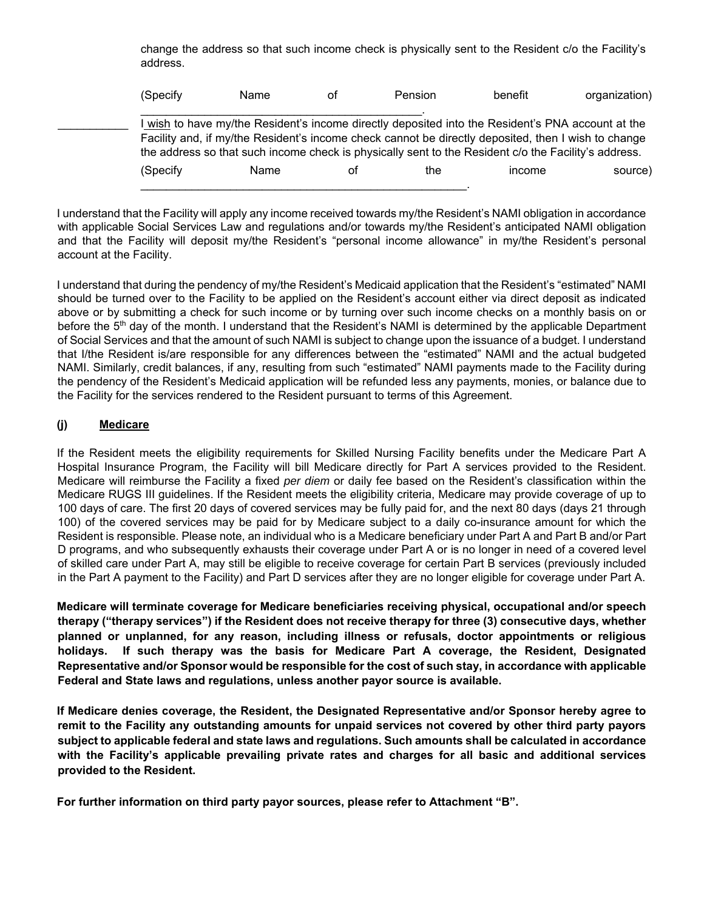change the address so that such income check is physically sent to the Resident c/o the Facility's address.

(Specify Name of Pension benefit organization) ____________________________________________.

___________ I wish to have my/the Resident's income directly deposited into the Resident's PNA account at the Facility and, if my/the Resident's income check cannot be directly deposited, then I wish to change the address so that such income check is physically sent to the Resident c/o the Facility's address.

(Specify Name of the income source) ____________________________________________________.

I understand that the Facility will apply any income received towards my/the Resident's NAMI obligation in accordance with applicable Social Services Law and regulations and/or towards my/the Resident's anticipated NAMI obligation and that the Facility will deposit my/the Resident's "personal income allowance" in my/the Resident's personal account at the Facility.

I understand that during the pendency of my/the Resident's Medicaid application that the Resident's "estimated" NAMI should be turned over to the Facility to be applied on the Resident's account either via direct deposit as indicated above or by submitting a check for such income or by turning over such income checks on a monthly basis on or before the 5th day of the month. I understand that the Resident's NAMI is determined by the applicable Department of Social Services and that the amount of such NAMI is subject to change upon the issuance of a budget. I understand that I/the Resident is/are responsible for any differences between the "estimated" NAMI and the actual budgeted NAMI. Similarly, credit balances, if any, resulting from such "estimated" NAMI payments made to the Facility during the pendency of the Resident's Medicaid application will be refunded less any payments, monies, or balance due to the Facility for the services rendered to the Resident pursuant to terms of this Agreement.

**(j) Medicare**

If the Resident meets the eligibility requirements for Skilled Nursing Facility benefits under the Medicare Part A Hospital Insurance Program, the Facility will bill Medicare directly for Part A services provided to the Resident. Medicare will reimburse the Facility a fixed *per diem* or daily fee based on the Resident's classification within the Medicare RUGS III guidelines. If the Resident meets the eligibility criteria, Medicare may provide coverage of up to 100 days of care. The first 20 days of covered services may be fully paid for, and the next 80 days (days 21 through 100) of the covered services may be paid for by Medicare subject to a daily co-insurance amount for which the Resident is responsible. Please note, an individual who is a Medicare beneficiary under Part A and Part B and/or Part D programs, and who subsequently exhausts their coverage under Part A or is no longer in need of a covered level of skilled care under Part A, may still be eligible to receive coverage for certain Part B services (previously included in the Part A payment to the Facility) and Part D services after they are no longer eligible for coverage under Part A.

**Medicare will terminate coverage for Medicare beneficiaries receiving physical, occupational and/or speech therapy ("therapy services") if the Resident does not receive therapy for three (3) consecutive days, whether planned or unplanned, for any reason, including illness or refusals, doctor appointments or religious holidays. If such therapy was the basis for Medicare Part A coverage, the Resident, Designated Representative and/or Sponsor would be responsible for the cost of such stay, in accordance with applicable Federal and State laws and regulations, unless another payor source is available.**

**If Medicare denies coverage, the Resident, the Designated Representative and/or Sponsor hereby agree to remit to the Facility any outstanding amounts for unpaid services not covered by other third party payors subject to applicable federal and state laws and regulations. Such amounts shall be calculated in accordance with the Facility's applicable prevailing private rates and charges for all basic and additional services provided to the Resident.**

**For further information on third party payor sources, please refer to Attachment "B".**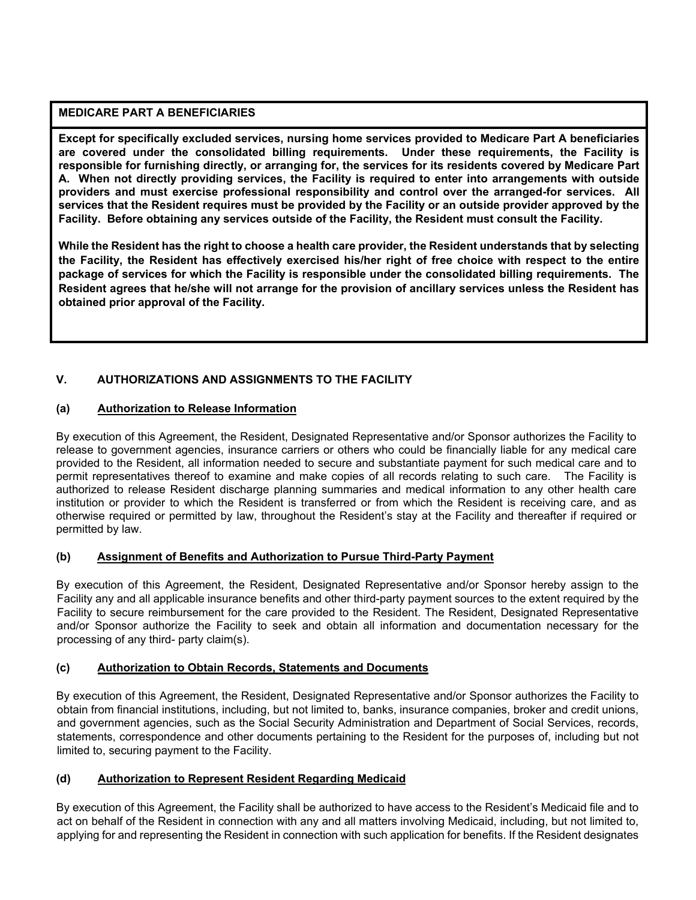**MEDICARE PART A BENEFICIARIES**

**Except for specifically excluded services, nursing home services provided to Medicare Part A beneficiaries are covered under the consolidated billing requirements. Under these requirements, the Facility is responsible for furnishing directly, or arranging for, the services for its residents covered by Medicare Part A. When not directly providing services, the Facility is required to enter into arrangements with outside providers and must exercise professional responsibility and control over the arranged-for services. All services that the Resident requires must be provided by the Facility or an outside provider approved by the Facility. Before obtaining any services outside of the Facility, the Resident must consult the Facility.**

**While the Resident has the right to choose a health care provider, the Resident understands that by selecting the Facility, the Resident has effectively exercised his/her right of free choice with respect to the entire package of services for which the Facility is responsible under the consolidated billing requirements. The Resident agrees that he/she will not arrange for the provision of ancillary services unless the Resident has obtained prior approval of the Facility.**

## V. AUTHORIZATIONS AND ASSIGNMENTS TO THE FACILITY

### (a) Authorization to Release Information

By execution of this Agreement, the Resident, Designated Representative and/or Sponsor authorizes the Facility to release to government agencies, insurance carriers or others who could be financially liable for any medical care provided to the Resident, all information needed to secure and substantiate payment for such medical care and to permit representatives thereof to examine and make copies of all records relating to such care. The Facility is authorized to release Resident discharge planning summaries and medical information to any other health care institution or provider to which the Resident is transferred or from which the Resident is receiving care, and as otherwise required or permitted by law, throughout the Resident's stay at the Facility and thereafter if required or permitted by law.

### (b) Assignment of Benefits and Authorization to Pursue Third-Party Payment

By execution of this Agreement, the Resident, Designated Representative and/or Sponsor hereby assign to the Facility any and all applicable insurance benefits and other third-party payment sources to the extent required by the Facility to secure reimbursement for the care provided to the Resident. The Resident, Designated Representative and/or Sponsor authorize the Facility to seek and obtain all information and documentation necessary for the processing of any third- party claim(s).

### (c) Authorization to Obtain Records, Statements and Documents

By execution of this Agreement, the Resident, Designated Representative and/or Sponsor authorizes the Facility to obtain from financial institutions, including, but not limited to, banks, insurance companies, broker and credit unions, and government agencies, such as the Social Security Administration and Department of Social Services, records, statements, correspondence and other documents pertaining to the Resident for the purposes of, including but not limited to, securing payment to the Facility.

### (d) Authorization to Represent Resident Regarding Medicaid

By execution of this Agreement, the Facility shall be authorized to have access to the Resident's Medicaid file and to act on behalf of the Resident in connection with any and all matters involving Medicaid, including, but not limited to, applying for and representing the Resident in connection with such application for benefits. If the Resident designates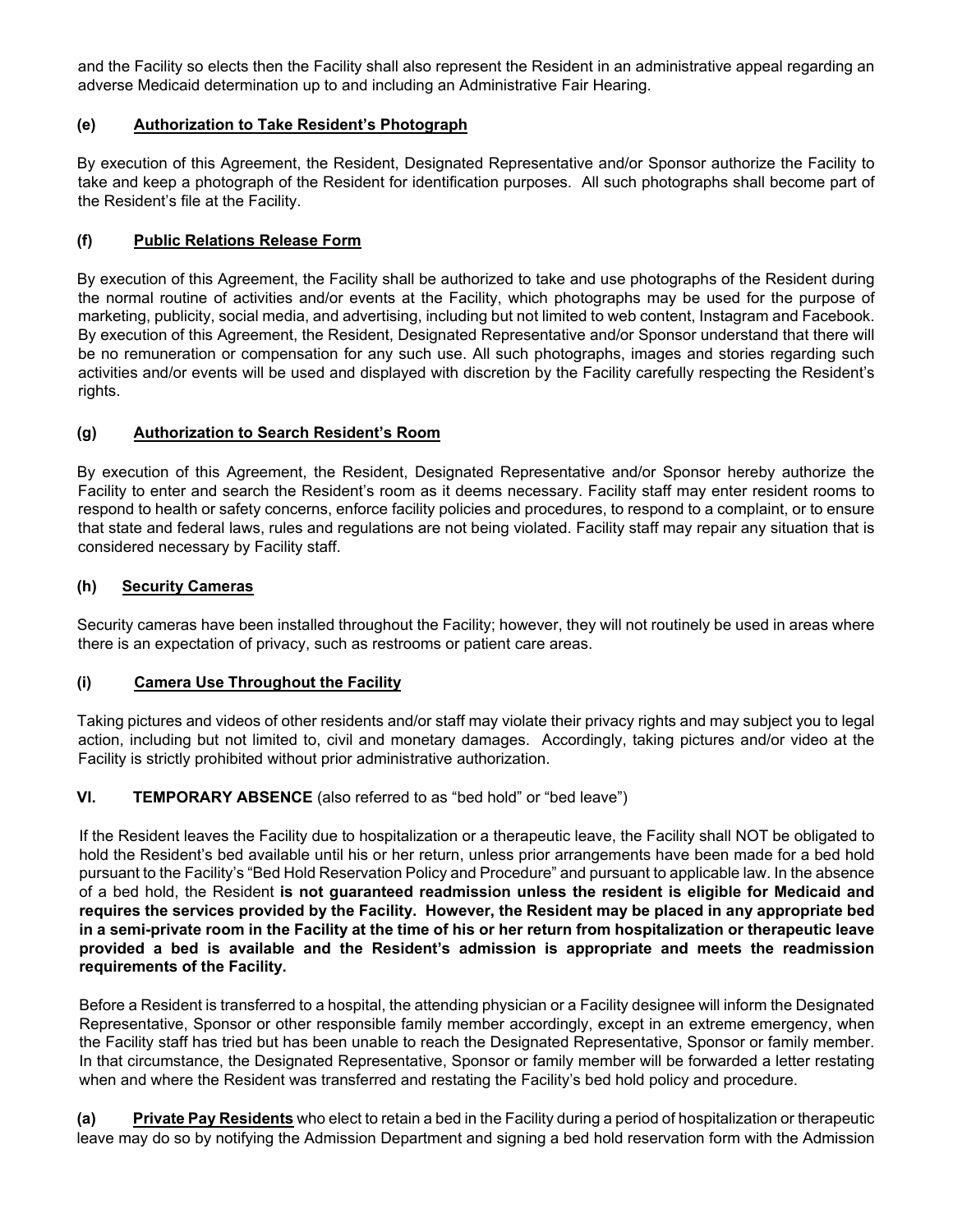and the Facility so elects then the Facility shall also represent the Resident in an administrative appeal regarding an adverse Medicaid determination up to and including an Administrative Fair Hearing.

**(e) Authorization to Take Resident's Photograph**

By execution of this Agreement, the Resident, Designated Representative and/or Sponsor authorize the Facility to take and keep a photograph of the Resident for identification purposes. All such photographs shall become part of the Resident's file at the Facility.

**(f) Public Relations Release Form**

By execution of this Agreement, the Facility shall be authorized to take and use photographs of the Resident during the normal routine of activities and/or events at the Facility, which photographs may be used for the purpose of marketing, publicity, social media, and advertising, including but not limited to web content, Instagram and Facebook. By execution of this Agreement, the Resident, Designated Representative and/or Sponsor understand that there will be no remuneration or compensation for any such use. All such photographs, images and stories regarding such activities and/or events will be used and displayed with discretion by the Facility carefully respecting the Resident's rights.

**(g) Authorization to Search Resident's Room**

By execution of this Agreement, the Resident, Designated Representative and/or Sponsor hereby authorize the Facility to enter and search the Resident's room as it deems necessary. Facility staff may enter resident rooms to respond to health or safety concerns, enforce facility policies and procedures, to respond to a complaint, or to ensure that state and federal laws, rules and regulations are not being violated. Facility staff may repair any situation that is considered necessary by Facility staff.

**(h) Security Cameras**

Security cameras have been installed throughout the Facility; however, they will not routinely be used in areas where there is an expectation of privacy, such as restrooms or patient care areas.

**(i) Camera Use Throughout the Facility**

Taking pictures and videos of other residents and/or staff may violate their privacy rights and may subject you to legal action, including but not limited to, civil and monetary damages. Accordingly, taking pictures and/or video at the Facility is strictly prohibited without prior administrative authorization.

## VI. TEMPORARY ABSENCE (also referred to as "bed hold" or "bed leave")

If the Resident leaves the Facility due to hospitalization or a therapeutic leave, the Facility shall NOT be obligated to hold the Resident's bed available until his or her return, unless prior arrangements have been made for a bed hold pursuant to the Facility's "Bed Hold Reservation Policy and Procedure" and pursuant to applicable law. In the absence of a bed hold, the Resident **is not guaranteed readmission unless the resident is eligible for Medicaid and requires the services provided by the Facility. However, the Resident may be placed in any appropriate bed in a semi-private room in the Facility at the time of his or her return from hospitalization or therapeutic leave provided a bed is available and the Resident's admission is appropriate and meets the readmission requirements of the Facility.**

Before a Resident is transferred to a hospital, the attending physician or a Facility designee will inform the Designated Representative, Sponsor or other responsible family member accordingly, except in an extreme emergency, when the Facility staff has tried but has been unable to reach the Designated Representative, Sponsor or family member. In that circumstance, the Designated Representative, Sponsor or family member will be forwarded a letter restating when and where the Resident was transferred and restating the Facility's bed hold policy and procedure.

**(a) Private Pay Residents** who elect to retain a bed in the Facility during a period of hospitalization or therapeutic leave may do so by notifying the Admission Department and signing a bed hold reservation form with the Admission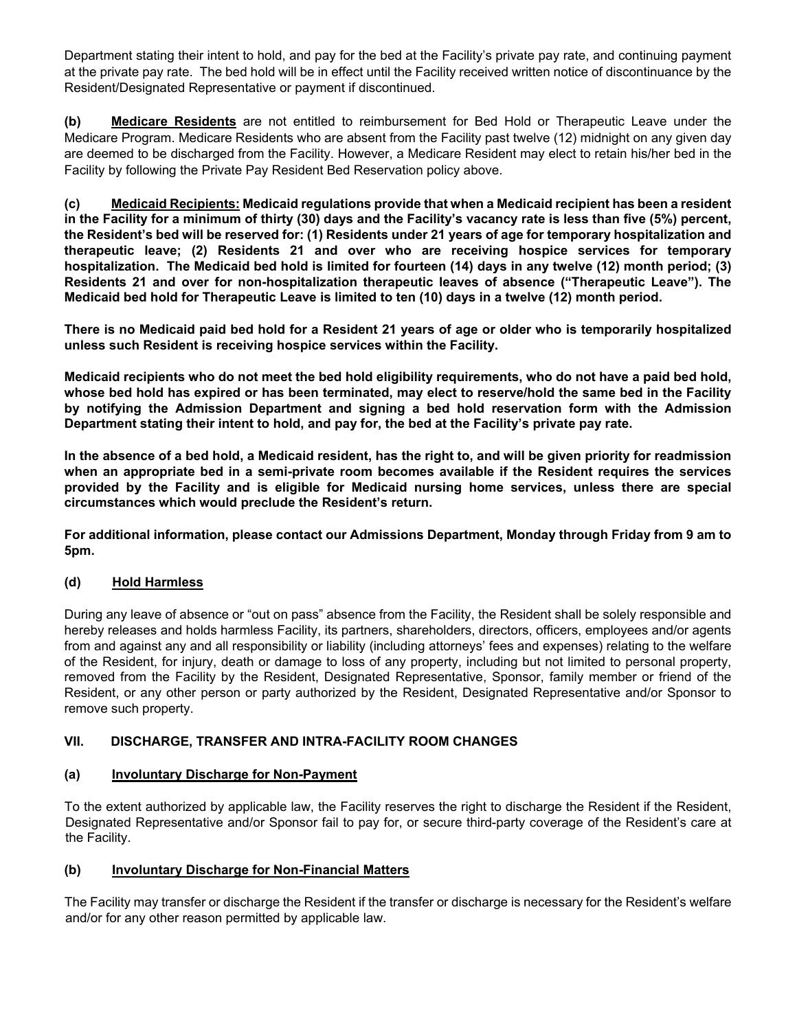Department stating their intent to hold, and pay for the bed at the Facility's private pay rate, and continuing payment at the private pay rate. The bed hold will be in effect until the Facility received written notice of discontinuance by the Resident/Designated Representative or payment if discontinued.

**(b)** **Medicare Residents** are not entitled to reimbursement for Bed Hold or Therapeutic Leave under the Medicare Program. Medicare Residents who are absent from the Facility past twelve (12) midnight on any given day are deemed to be discharged from the Facility. However, a Medicare Resident may elect to retain his/her bed in the Facility by following the Private Pay Resident Bed Reservation policy above.

**(c)** **Medicaid Recipients: Medicaid regulations provide that when a Medicaid recipient has been a resident in the Facility for a minimum of thirty (30) days and the Facility's vacancy rate is less than five (5%) percent, the Resident's bed will be reserved for: (1) Residents under 21 years of age for temporary hospitalization and therapeutic leave; (2) Residents 21 and over who are receiving hospice services for temporary hospitalization. The Medicaid bed hold is limited for fourteen (14) days in any twelve (12) month period; (3) Residents 21 and over for non-hospitalization therapeutic leaves of absence ("Therapeutic Leave"). The Medicaid bed hold for Therapeutic Leave is limited to ten (10) days in a twelve (12) month period.**

**There is no Medicaid paid bed hold for a Resident 21 years of age or older who is temporarily hospitalized unless such Resident is receiving hospice services within the Facility.**

**Medicaid recipients who do not meet the bed hold eligibility requirements, who do not have a paid bed hold, whose bed hold has expired or has been terminated, may elect to reserve/hold the same bed in the Facility by notifying the Admission Department and signing a bed hold reservation form with the Admission Department stating their intent to hold, and pay for, the bed at the Facility's private pay rate.**

**In the absence of a bed hold, a Medicaid resident, has the right to, and will be given priority for readmission when an appropriate bed in a semi-private room becomes available if the Resident requires the services provided by the Facility and is eligible for Medicaid nursing home services, unless there are special circumstances which would preclude the Resident's return.**

**For additional information, please contact our Admissions Department, Monday through Friday from 9 am to 5pm.**

**(d)** **Hold Harmless**

During any leave of absence or "out on pass" absence from the Facility, the Resident shall be solely responsible and hereby releases and holds harmless Facility, its partners, shareholders, directors, officers, employees and/or agents from and against any and all responsibility or liability (including attorneys' fees and expenses) relating to the welfare of the Resident, for injury, death or damage to loss of any property, including but not limited to personal property, removed from the Facility by the Resident, Designated Representative, Sponsor, family member or friend of the Resident, or any other person or party authorized by the Resident, Designated Representative and/or Sponsor to remove such property.

## VII. DISCHARGE, TRANSFER AND INTRA-FACILITY ROOM CHANGES

**(a)** **Involuntary Discharge for Non-Payment**

To the extent authorized by applicable law, the Facility reserves the right to discharge the Resident if the Resident, Designated Representative and/or Sponsor fail to pay for, or secure third-party coverage of the Resident's care at the Facility.

**(b)** **Involuntary Discharge for Non-Financial Matters**

The Facility may transfer or discharge the Resident if the transfer or discharge is necessary for the Resident's welfare and/or for any other reason permitted by applicable law.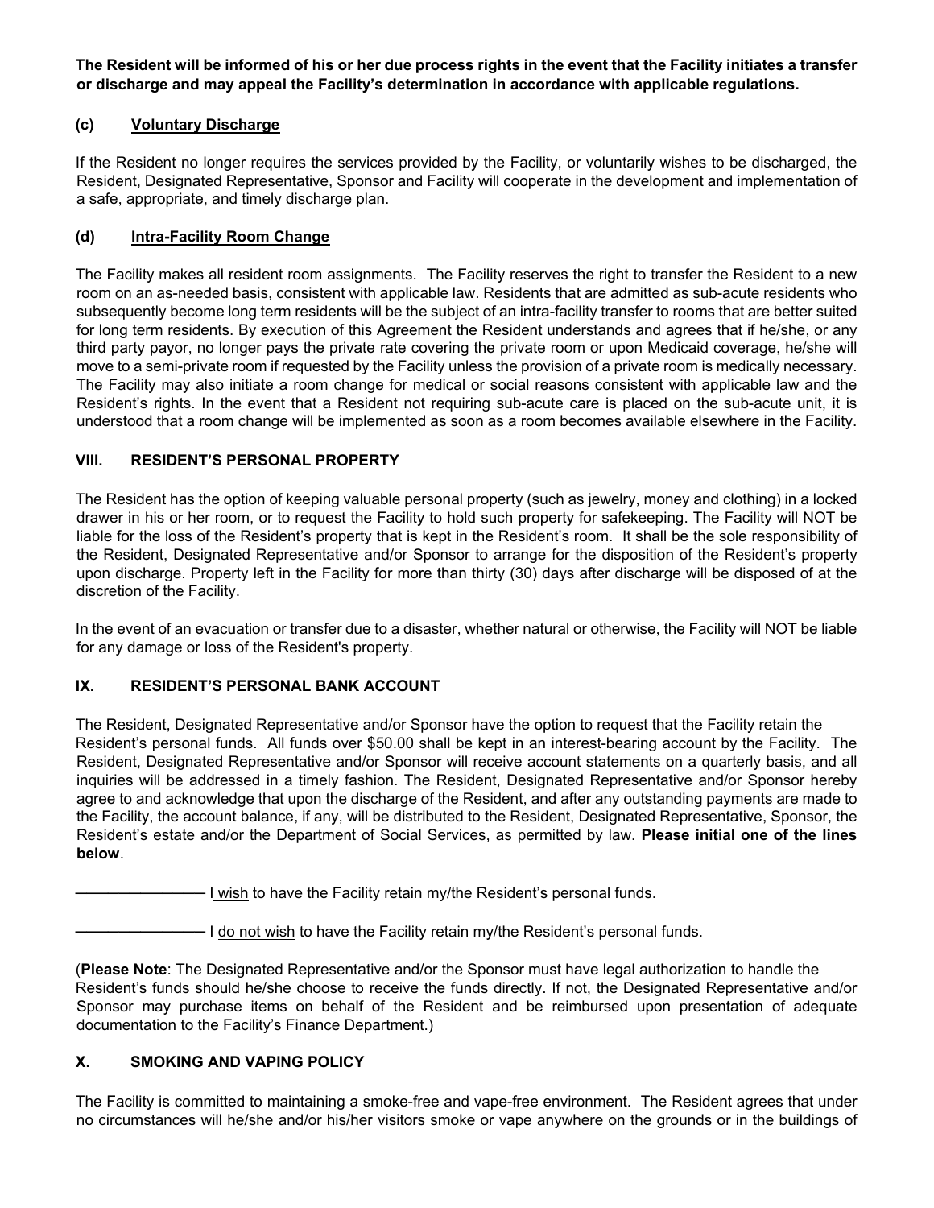**The Resident will be informed of his or her due process rights in the event that the Facility initiates a transfer or discharge and may appeal the Facility's determination in accordance with applicable regulations.**

### (c) Voluntary Discharge

If the Resident no longer requires the services provided by the Facility, or voluntarily wishes to be discharged, the Resident, Designated Representative, Sponsor and Facility will cooperate in the development and implementation of a safe, appropriate, and timely discharge plan.

### (d) Intra-Facility Room Change

The Facility makes all resident room assignments. The Facility reserves the right to transfer the Resident to a new room on an as-needed basis, consistent with applicable law. Residents that are admitted as sub-acute residents who subsequently become long term residents will be the subject of an intra-facility transfer to rooms that are better suited for long term residents. By execution of this Agreement the Resident understands and agrees that if he/she, or any third party payor, no longer pays the private rate covering the private room or upon Medicaid coverage, he/she will move to a semi-private room if requested by the Facility unless the provision of a private room is medically necessary. The Facility may also initiate a room change for medical or social reasons consistent with applicable law and the Resident's rights. In the event that a Resident not requiring sub-acute care is placed on the sub-acute unit, it is understood that a room change will be implemented as soon as a room becomes available elsewhere in the Facility.

## VIII. RESIDENT'S PERSONAL PROPERTY

The Resident has the option of keeping valuable personal property (such as jewelry, money and clothing) in a locked drawer in his or her room, or to request the Facility to hold such property for safekeeping. The Facility will NOT be liable for the loss of the Resident's property that is kept in the Resident's room. It shall be the sole responsibility of the Resident, Designated Representative and/or Sponsor to arrange for the disposition of the Resident's property upon discharge. Property left in the Facility for more than thirty (30) days after discharge will be disposed of at the discretion of the Facility.

In the event of an evacuation or transfer due to a disaster, whether natural or otherwise, the Facility will NOT be liable for any damage or loss of the Resident's property.

## IX. RESIDENT'S PERSONAL BANK ACCOUNT

The Resident, Designated Representative and/or Sponsor have the option to request that the Facility retain the Resident's personal funds. All funds over $50.00 shall be kept in an interest-bearing account by the Facility. The Resident, Designated Representative and/or Sponsor will receive account statements on a quarterly basis, and all inquiries will be addressed in a timely fashion. The Resident, Designated Representative and/or Sponsor hereby agree to and acknowledge that upon the discharge of the Resident, and after any outstanding payments are made to the Facility, the account balance, if any, will be distributed to the Resident, Designated Representative, Sponsor, the Resident's estate and/or the Department of Social Services, as permitted by law. **Please initial one of the lines below**.

\_\_\_\_\_\_\_\_\_\_\_\_\_\_\_ I wish to have the Facility retain my/the Resident's personal funds.

\_\_\_\_\_\_\_\_\_\_\_\_\_\_\_ I do not wish to have the Facility retain my/the Resident's personal funds.

(**Please Note**: The Designated Representative and/or the Sponsor must have legal authorization to handle the Resident's funds should he/she choose to receive the funds directly. If not, the Designated Representative and/or Sponsor may purchase items on behalf of the Resident and be reimbursed upon presentation of adequate documentation to the Facility's Finance Department.)

## X. SMOKING AND VAPING POLICY

The Facility is committed to maintaining a smoke-free and vape-free environment. The Resident agrees that under no circumstances will he/she and/or his/her visitors smoke or vape anywhere on the grounds or in the buildings of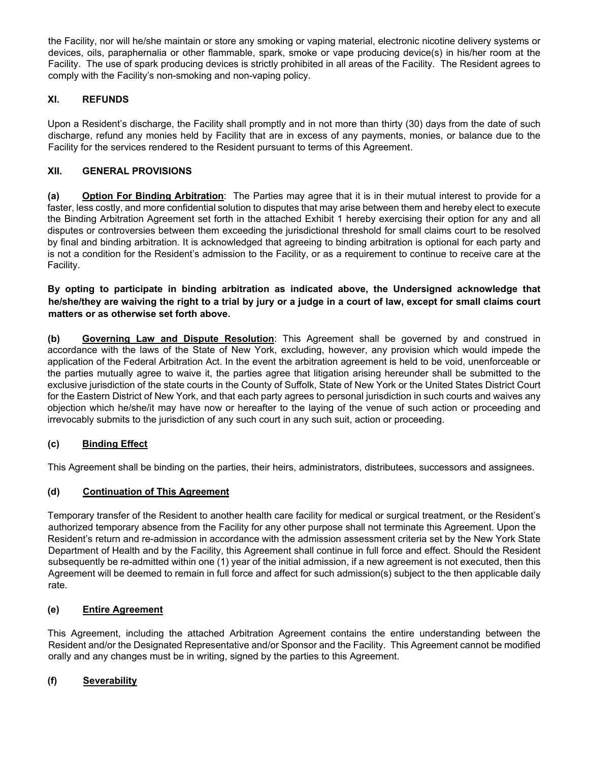the Facility, nor will he/she maintain or store any smoking or vaping material, electronic nicotine delivery systems or devices, oils, paraphernalia or other flammable, spark, smoke or vape producing device(s) in his/her room at the Facility. The use of spark producing devices is strictly prohibited in all areas of the Facility. The Resident agrees to comply with the Facility's non-smoking and non-vaping policy.

## XI. REFUNDS

Upon a Resident's discharge, the Facility shall promptly and in not more than thirty (30) days from the date of such discharge, refund any monies held by Facility that are in excess of any payments, monies, or balance due to the Facility for the services rendered to the Resident pursuant to terms of this Agreement.

## XII. GENERAL PROVISIONS

**(a) Option For Binding Arbitration**: The Parties may agree that it is in their mutual interest to provide for a faster, less costly, and more confidential solution to disputes that may arise between them and hereby elect to execute the Binding Arbitration Agreement set forth in the attached Exhibit 1 hereby exercising their option for any and all disputes or controversies between them exceeding the jurisdictional threshold for small claims court to be resolved by final and binding arbitration. It is acknowledged that agreeing to binding arbitration is optional for each party and is not a condition for the Resident's admission to the Facility, or as a requirement to continue to receive care at the Facility.

**By opting to participate in binding arbitration as indicated above, the Undersigned acknowledge that he/she/they are waiving the right to a trial by jury or a judge in a court of law, except for small claims court matters or as otherwise set forth above.**

**(b) Governing Law and Dispute Resolution**: This Agreement shall be governed by and construed in accordance with the laws of the State of New York, excluding, however, any provision which would impede the application of the Federal Arbitration Act. In the event the arbitration agreement is held to be void, unenforceable or the parties mutually agree to waive it, the parties agree that litigation arising hereunder shall be submitted to the exclusive jurisdiction of the state courts in the County of Suffolk, State of New York or the United States District Court for the Eastern District of New York, and that each party agrees to personal jurisdiction in such courts and waives any objection which he/she/it may have now or hereafter to the laying of the venue of such action or proceeding and irrevocably submits to the jurisdiction of any such court in any such suit, action or proceeding.

### (c) Binding Effect

This Agreement shall be binding on the parties, their heirs, administrators, distributees, successors and assignees.

### (d) Continuation of This Agreement

Temporary transfer of the Resident to another health care facility for medical or surgical treatment, or the Resident's authorized temporary absence from the Facility for any other purpose shall not terminate this Agreement. Upon the Resident's return and re-admission in accordance with the admission assessment criteria set by the New York State Department of Health and by the Facility, this Agreement shall continue in full force and effect. Should the Resident subsequently be re-admitted within one (1) year of the initial admission, if a new agreement is not executed, then this Agreement will be deemed to remain in full force and affect for such admission(s) subject to the then applicable daily rate.

### (e) Entire Agreement

This Agreement, including the attached Arbitration Agreement contains the entire understanding between the Resident and/or the Designated Representative and/or Sponsor and the Facility. This Agreement cannot be modified orally and any changes must be in writing, signed by the parties to this Agreement.

### (f) Severability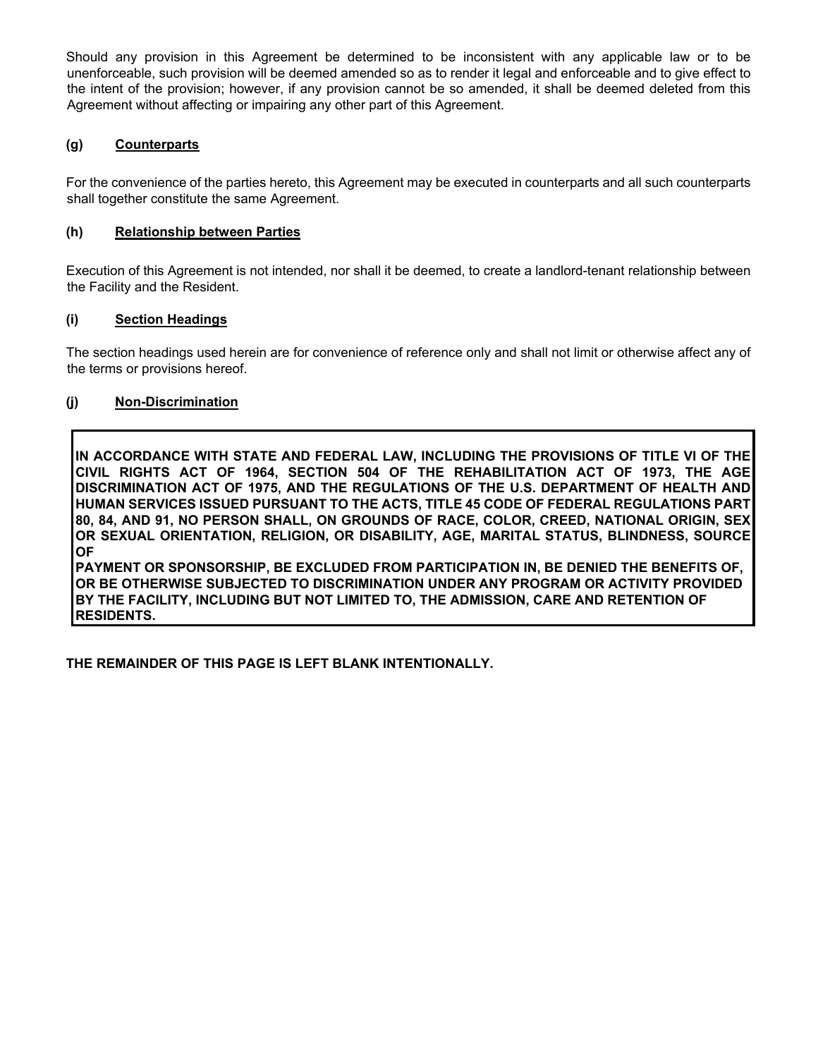Should any provision in this Agreement be determined to be inconsistent with any applicable law or to be unenforceable, such provision will be deemed amended so as to render it legal and enforceable and to give effect to the intent of the provision; however, if any provision cannot be so amended, it shall be deemed deleted from this Agreement without affecting or impairing any other part of this Agreement.

**(g) <u>Counterparts</u>**

For the convenience of the parties hereto, this Agreement may be executed in counterparts and all such counterparts shall together constitute the same Agreement.

**(h) <u>Relationship between Parties</u>**

Execution of this Agreement is not intended, nor shall it be deemed, to create a landlord-tenant relationship between the Facility and the Resident.

**(i) <u>Section Headings</u>**

The section headings used herein are for convenience of reference only and shall not limit or otherwise affect any of the terms or provisions hereof.

**(j) <u>Non-Discrimination</u>**

**IN ACCORDANCE WITH STATE AND FEDERAL LAW, INCLUDING THE PROVISIONS OF TITLE VI OF THE CIVIL RIGHTS ACT OF 1964, SECTION 504 OF THE REHABILITATION ACT OF 1973, THE AGE DISCRIMINATION ACT OF 1975, AND THE REGULATIONS OF THE U.S. DEPARTMENT OF HEALTH AND HUMAN SERVICES ISSUED PURSUANT TO THE ACTS, TITLE 45 CODE OF FEDERAL REGULATIONS PART 80, 84, AND 91, NO PERSON SHALL, ON GROUNDS OF RACE, COLOR, CREED, NATIONAL ORIGIN, SEX OR SEXUAL ORIENTATION, RELIGION, OR DISABILITY, AGE, MARITAL STATUS, BLINDNESS, SOURCE OF PAYMENT OR SPONSORSHIP, BE EXCLUDED FROM PARTICIPATION IN, BE DENIED THE BENEFITS OF, OR BE OTHERWISE SUBJECTED TO DISCRIMINATION UNDER ANY PROGRAM OR ACTIVITY PROVIDED BY THE FACILITY, INCLUDING BUT NOT LIMITED TO, THE ADMISSION, CARE AND RETENTION OF RESIDENTS.**

**THE REMAINDER OF THIS PAGE IS LEFT BLANK INTENTIONALLY.**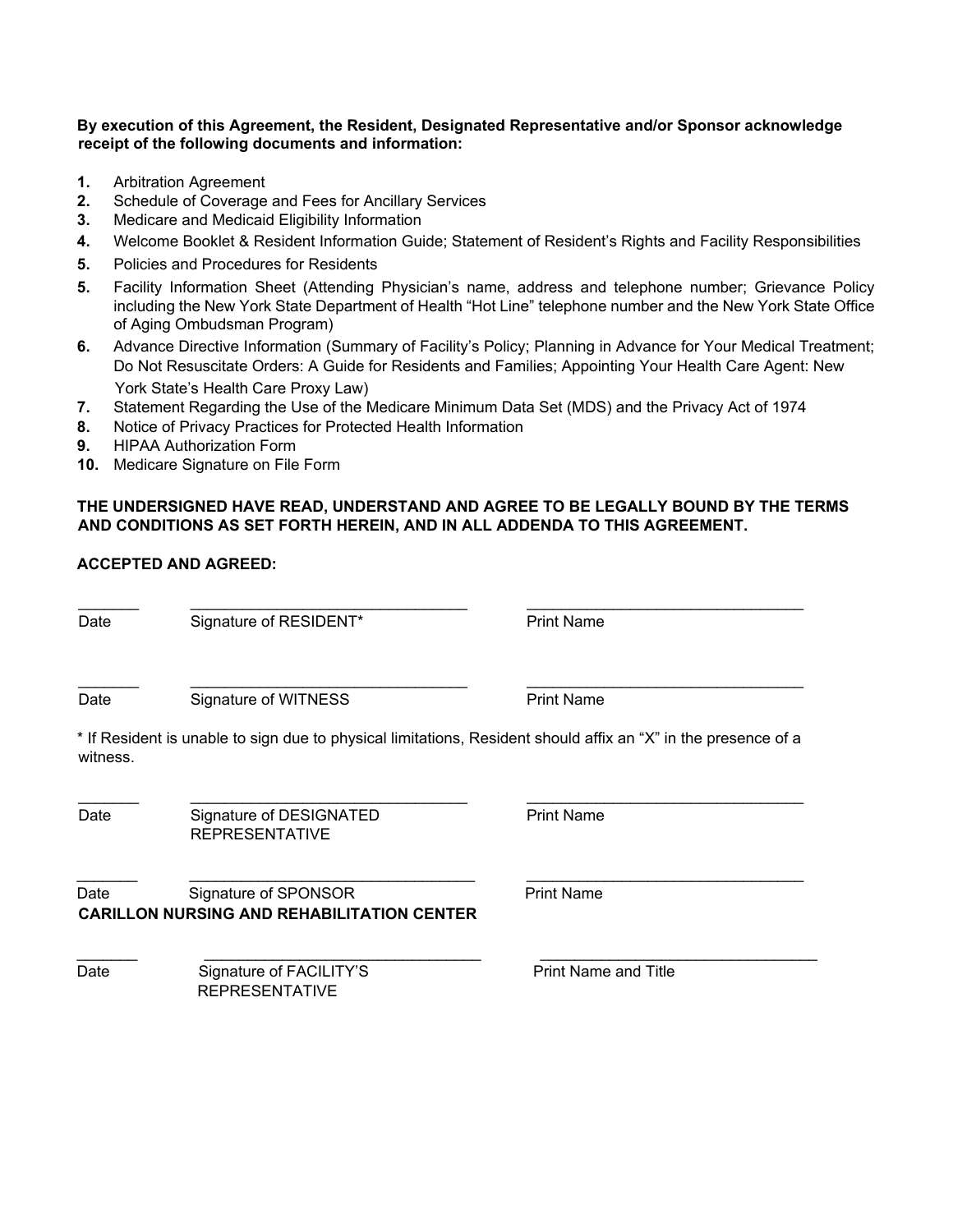**By execution of this Agreement, the Resident, Designated Representative and/or Sponsor acknowledge receipt of the following documents and information:**

**1.** Arbitration Agreement
**2.** Schedule of Coverage and Fees for Ancillary Services
**3.** Medicare and Medicaid Eligibility Information
**4.** Welcome Booklet & Resident Information Guide; Statement of Resident's Rights and Facility Responsibilities
**5.** Policies and Procedures for Residents
**5.** Facility Information Sheet (Attending Physician's name, address and telephone number; Grievance Policy including the New York State Department of Health "Hot Line" telephone number and the New York State Office of Aging Ombudsman Program)
**6.** Advance Directive Information (Summary of Facility's Policy; Planning in Advance for Your Medical Treatment; Do Not Resuscitate Orders: A Guide for Residents and Families; Appointing Your Health Care Agent: New York State's Health Care Proxy Law)
**7.** Statement Regarding the Use of the Medicare Minimum Data Set (MDS) and the Privacy Act of 1974
**8.** Notice of Privacy Practices for Protected Health Information
**9.** HIPAA Authorization Form
**10.** Medicare Signature on File Form

**THE UNDERSIGNED HAVE READ, UNDERSTAND AND AGREE TO BE LEGALLY BOUND BY THE TERMS AND CONDITIONS AS SET FORTH HEREIN, AND IN ALL ADDENDA TO THIS AGREEMENT.**

**ACCEPTED AND AGREED:**

_______ _________________________________ _________________________________
Date Signature of RESIDENT* Print Name

_______ _________________________________ _________________________________
Date Signature of WITNESS Print Name

* If Resident is unable to sign due to physical limitations, Resident should affix an "X" in the presence of a witness.

_______ _________________________________ _________________________________
Date Signature of DESIGNATED REPRESENTATIVE Print Name

_______ _________________________________ _________________________________
Date Signature of SPONSOR Print Name

**CARILLON NURSING AND REHABILITATION CENTER**

_______ _________________________________ _________________________________
Date Signature of FACILITY'S REPRESENTATIVE Print Name and Title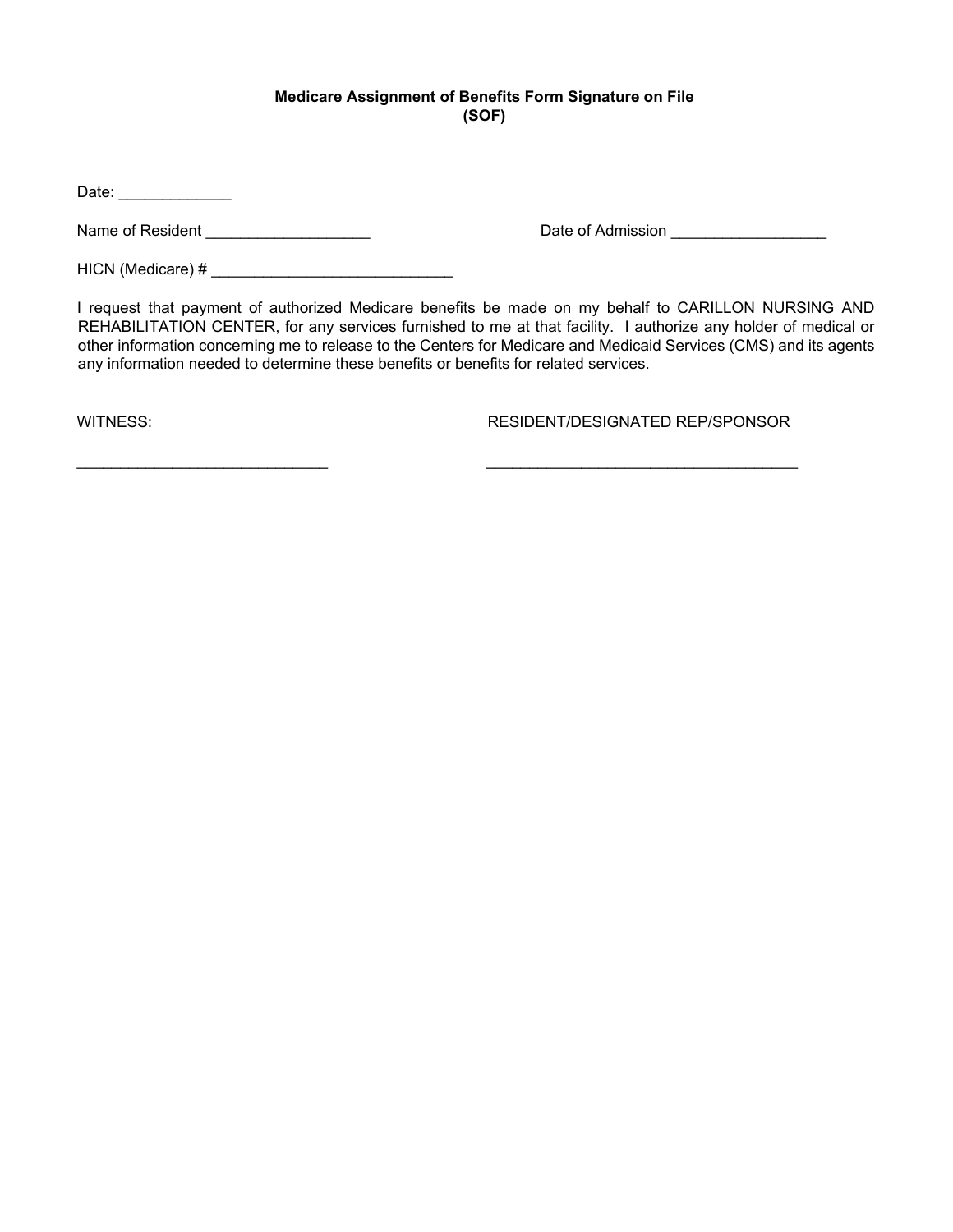**Medicare Assignment of Benefits Form Signature on File (SOF)**

Date: _____________

Name of Resident ___________________ Date of Admission __________________

HICN (Medicare) # ____________________________

I request that payment of authorized Medicare benefits be made on my behalf to CARILLON NURSING AND REHABILITATION CENTER, for any services furnished to me at that facility. I authorize any holder of medical or other information concerning me to release to the Centers for Medicare and Medicaid Services (CMS) and its agents any information needed to determine these benefits or benefits for related services.

WITNESS: RESIDENT/DESIGNATED REP/SPONSOR

_____________________________ ____________________________________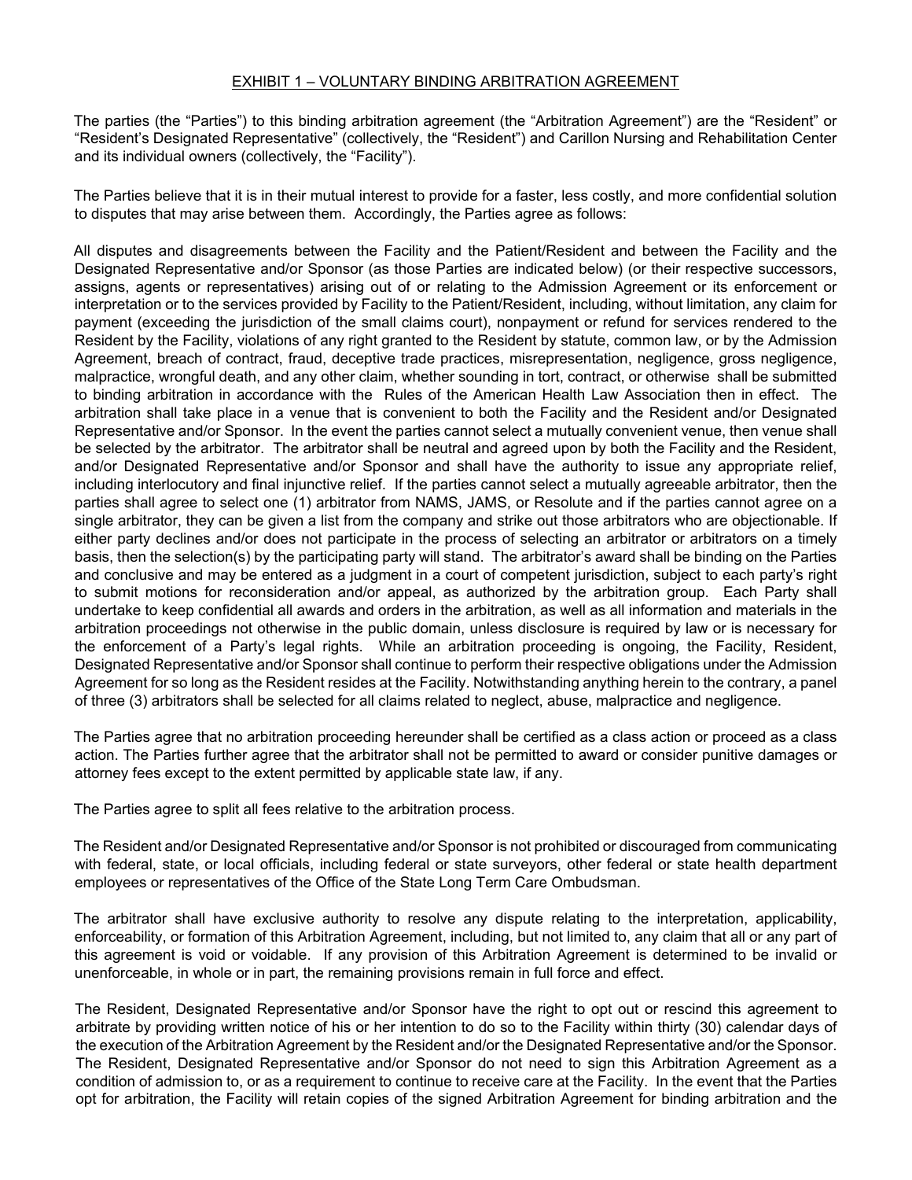EXHIBIT 1 – VOLUNTARY BINDING ARBITRATION AGREEMENT

The parties (the "Parties") to this binding arbitration agreement (the "Arbitration Agreement") are the "Resident" or "Resident's Designated Representative" (collectively, the "Resident") and Carillon Nursing and Rehabilitation Center and its individual owners (collectively, the "Facility").

The Parties believe that it is in their mutual interest to provide for a faster, less costly, and more confidential solution to disputes that may arise between them. Accordingly, the Parties agree as follows:

All disputes and disagreements between the Facility and the Patient/Resident and between the Facility and the Designated Representative and/or Sponsor (as those Parties are indicated below) (or their respective successors, assigns, agents or representatives) arising out of or relating to the Admission Agreement or its enforcement or interpretation or to the services provided by Facility to the Patient/Resident, including, without limitation, any claim for payment (exceeding the jurisdiction of the small claims court), nonpayment or refund for services rendered to the Resident by the Facility, violations of any right granted to the Resident by statute, common law, or by the Admission Agreement, breach of contract, fraud, deceptive trade practices, misrepresentation, negligence, gross negligence, malpractice, wrongful death, and any other claim, whether sounding in tort, contract, or otherwise shall be submitted to binding arbitration in accordance with the Rules of the American Health Law Association then in effect. The arbitration shall take place in a venue that is convenient to both the Facility and the Resident and/or Designated Representative and/or Sponsor. In the event the parties cannot select a mutually convenient venue, then venue shall be selected by the arbitrator. The arbitrator shall be neutral and agreed upon by both the Facility and the Resident, and/or Designated Representative and/or Sponsor and shall have the authority to issue any appropriate relief, including interlocutory and final injunctive relief. If the parties cannot select a mutually agreeable arbitrator, then the parties shall agree to select one (1) arbitrator from NAMS, JAMS, or Resolute and if the parties cannot agree on a single arbitrator, they can be given a list from the company and strike out those arbitrators who are objectionable. If either party declines and/or does not participate in the process of selecting an arbitrator or arbitrators on a timely basis, then the selection(s) by the participating party will stand. The arbitrator's award shall be binding on the Parties and conclusive and may be entered as a judgment in a court of competent jurisdiction, subject to each party's right to submit motions for reconsideration and/or appeal, as authorized by the arbitration group. Each Party shall undertake to keep confidential all awards and orders in the arbitration, as well as all information and materials in the arbitration proceedings not otherwise in the public domain, unless disclosure is required by law or is necessary for the enforcement of a Party's legal rights. While an arbitration proceeding is ongoing, the Facility, Resident, Designated Representative and/or Sponsor shall continue to perform their respective obligations under the Admission Agreement for so long as the Resident resides at the Facility. Notwithstanding anything herein to the contrary, a panel of three (3) arbitrators shall be selected for all claims related to neglect, abuse, malpractice and negligence.

The Parties agree that no arbitration proceeding hereunder shall be certified as a class action or proceed as a class action. The Parties further agree that the arbitrator shall not be permitted to award or consider punitive damages or attorney fees except to the extent permitted by applicable state law, if any.

The Parties agree to split all fees relative to the arbitration process.

The Resident and/or Designated Representative and/or Sponsor is not prohibited or discouraged from communicating with federal, state, or local officials, including federal or state surveyors, other federal or state health department employees or representatives of the Office of the State Long Term Care Ombudsman.

The arbitrator shall have exclusive authority to resolve any dispute relating to the interpretation, applicability, enforceability, or formation of this Arbitration Agreement, including, but not limited to, any claim that all or any part of this agreement is void or voidable. If any provision of this Arbitration Agreement is determined to be invalid or unenforceable, in whole or in part, the remaining provisions remain in full force and effect.

The Resident, Designated Representative and/or Sponsor have the right to opt out or rescind this agreement to arbitrate by providing written notice of his or her intention to do so to the Facility within thirty (30) calendar days of the execution of the Arbitration Agreement by the Resident and/or the Designated Representative and/or the Sponsor. The Resident, Designated Representative and/or Sponsor do not need to sign this Arbitration Agreement as a condition of admission to, or as a requirement to continue to receive care at the Facility. In the event that the Parties opt for arbitration, the Facility will retain copies of the signed Arbitration Agreement for binding arbitration and the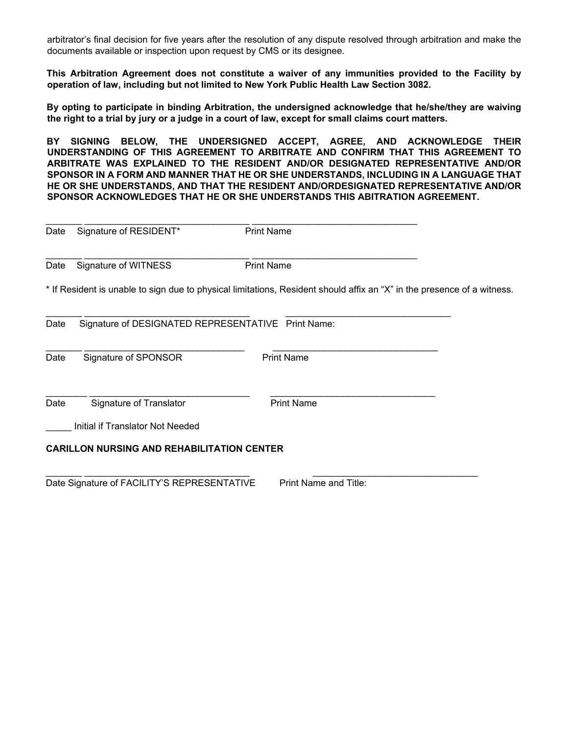arbitrator's final decision for five years after the resolution of any dispute resolved through arbitration and make the documents available or inspection upon request by CMS or its designee.

**This Arbitration Agreement does not constitute a waiver of any immunities provided to the Facility by operation of law, including but not limited to New York Public Health Law Section 3082.**

**By opting to participate in binding Arbitration, the undersigned acknowledge that he/she/they are waiving the right to a trial by jury or a judge in a court of law, except for small claims court matters.**

**BY SIGNING BELOW, THE UNDERSIGNED ACCEPT, AGREE, AND ACKNOWLEDGE THEIR UNDERSTANDING OF THIS AGREEMENT TO ARBITRATE AND CONFIRM THAT THIS AGREEMENT TO ARBITRATE WAS EXPLAINED TO THE RESIDENT AND/OR DESIGNATED REPRESENTATIVE AND/OR SPONSOR IN A FORM AND MANNER THAT HE OR SHE UNDERSTANDS, INCLUDING IN A LANGUAGE THAT HE OR SHE UNDERSTANDS, AND THAT THE RESIDENT AND/ORDESIGNATED REPRESENTATIVE AND/OR SPONSOR ACKNOWLEDGES THAT HE OR SHE UNDERSTANDS THIS ABITRATION AGREEMENT.**

_______ _________________________________ _________________________________

Date Signature of RESIDENT* Print Name

_______ _________________________________ _________________________________

Date Signature of WITNESS Print Name

* If Resident is unable to sign due to physical limitations, Resident should affix an "X" in the presence of a witness.

_______ _________________________________ _________________________________

Date Signature of DESIGNATED REPRESENTATIVE Print Name:

_______ _________________________________ _________________________________

Date Signature of SPONSOR Print Name

________ ________________________________ _________________________________

Date Signature of Translator Print Name

_____ Initial if Translator Not Needed

**CARILLON NURSING AND REHABILITATION CENTER**

_______ _________________________________ _________________________________

Date Signature of FACILITY'S REPRESENTATIVE Print Name and Title: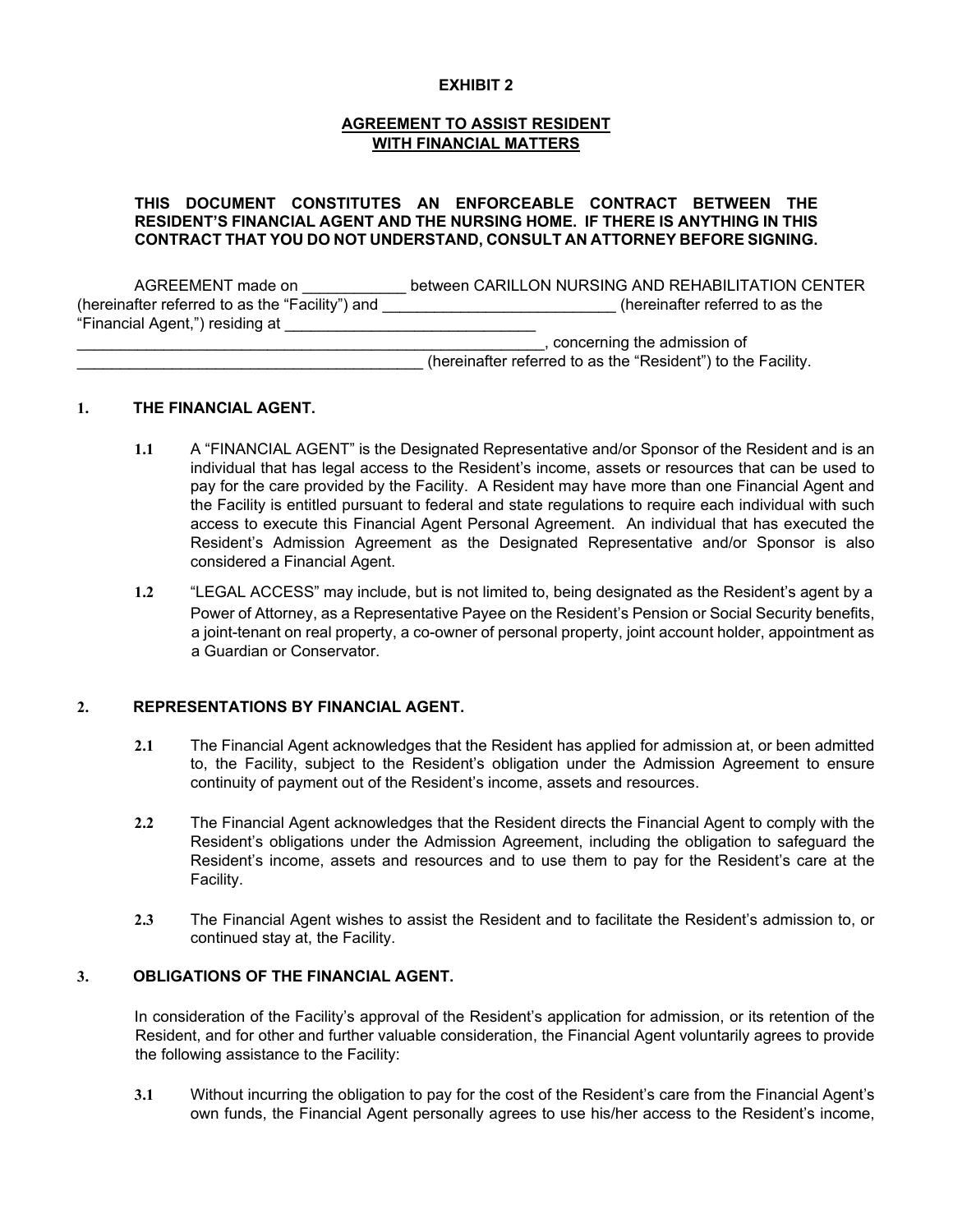**EXHIBIT 2**

**AGREEMENT TO ASSIST RESIDENT WITH FINANCIAL MATTERS**

**THIS DOCUMENT CONSTITUTES AN ENFORCEABLE CONTRACT BETWEEN THE RESIDENT'S FINANCIAL AGENT AND THE NURSING HOME. IF THERE IS ANYTHING IN THIS CONTRACT THAT YOU DO NOT UNDERSTAND, CONSULT AN ATTORNEY BEFORE SIGNING.**

AGREEMENT made on ____________ between CARILLON NURSING AND REHABILITATION CENTER (hereinafter referred to as the "Facility") and ___________________________ (hereinafter referred to as the "Financial Agent,") residing at ______________________________ _______________________________________________________, concerning the admission of _________________________________________ (hereinafter referred to as the "Resident") to the Facility.

## 1. THE FINANCIAL AGENT.

**1.1** A "FINANCIAL AGENT" is the Designated Representative and/or Sponsor of the Resident and is an individual that has legal access to the Resident's income, assets or resources that can be used to pay for the care provided by the Facility. A Resident may have more than one Financial Agent and the Facility is entitled pursuant to federal and state regulations to require each individual with such access to execute this Financial Agent Personal Agreement. An individual that has executed the Resident's Admission Agreement as the Designated Representative and/or Sponsor is also considered a Financial Agent.

**1.2** "LEGAL ACCESS" may include, but is not limited to, being designated as the Resident's agent by a Power of Attorney, as a Representative Payee on the Resident's Pension or Social Security benefits, a joint-tenant on real property, a co-owner of personal property, joint account holder, appointment as a Guardian or Conservator.

## 2. REPRESENTATIONS BY FINANCIAL AGENT.

**2.1** The Financial Agent acknowledges that the Resident has applied for admission at, or been admitted to, the Facility, subject to the Resident's obligation under the Admission Agreement to ensure continuity of payment out of the Resident's income, assets and resources.

**2.2** The Financial Agent acknowledges that the Resident directs the Financial Agent to comply with the Resident's obligations under the Admission Agreement, including the obligation to safeguard the Resident's income, assets and resources and to use them to pay for the Resident's care at the Facility.

**2.3** The Financial Agent wishes to assist the Resident and to facilitate the Resident's admission to, or continued stay at, the Facility.

## 3. OBLIGATIONS OF THE FINANCIAL AGENT.

In consideration of the Facility's approval of the Resident's application for admission, or its retention of the Resident, and for other and further valuable consideration, the Financial Agent voluntarily agrees to provide the following assistance to the Facility:

**3.1** Without incurring the obligation to pay for the cost of the Resident's care from the Financial Agent's own funds, the Financial Agent personally agrees to use his/her access to the Resident's income,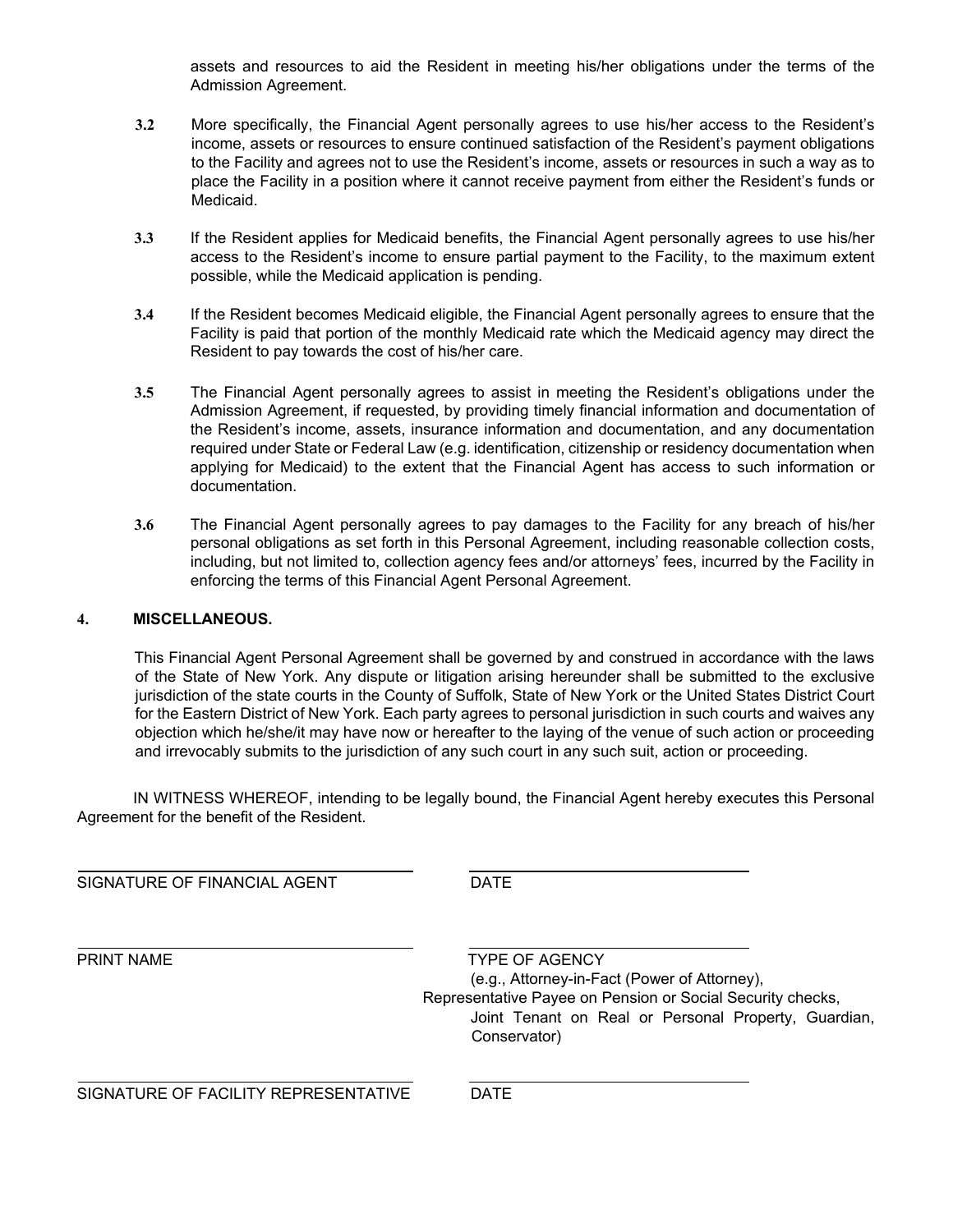assets and resources to aid the Resident in meeting his/her obligations under the terms of the Admission Agreement.

**3.2** More specifically, the Financial Agent personally agrees to use his/her access to the Resident's income, assets or resources to ensure continued satisfaction of the Resident's payment obligations to the Facility and agrees not to use the Resident's income, assets or resources in such a way as to place the Facility in a position where it cannot receive payment from either the Resident's funds or Medicaid.

**3.3** If the Resident applies for Medicaid benefits, the Financial Agent personally agrees to use his/her access to the Resident's income to ensure partial payment to the Facility, to the maximum extent possible, while the Medicaid application is pending.

**3.4** If the Resident becomes Medicaid eligible, the Financial Agent personally agrees to ensure that the Facility is paid that portion of the monthly Medicaid rate which the Medicaid agency may direct the Resident to pay towards the cost of his/her care.

**3.5** The Financial Agent personally agrees to assist in meeting the Resident's obligations under the Admission Agreement, if requested, by providing timely financial information and documentation of the Resident's income, assets, insurance information and documentation, and any documentation required under State or Federal Law (e.g. identification, citizenship or residency documentation when applying for Medicaid) to the extent that the Financial Agent has access to such information or documentation.

**3.6** The Financial Agent personally agrees to pay damages to the Facility for any breach of his/her personal obligations as set forth in this Personal Agreement, including reasonable collection costs, including, but not limited to, collection agency fees and/or attorneys' fees, incurred by the Facility in enforcing the terms of this Financial Agent Personal Agreement.

**4. MISCELLANEOUS.**

This Financial Agent Personal Agreement shall be governed by and construed in accordance with the laws of the State of New York. Any dispute or litigation arising hereunder shall be submitted to the exclusive jurisdiction of the state courts in the County of Suffolk, State of New York or the United States District Court for the Eastern District of New York. Each party agrees to personal jurisdiction in such courts and waives any objection which he/she/it may have now or hereafter to the laying of the venue of such action or proceeding and irrevocably submits to the jurisdiction of any such court in any such suit, action or proceeding.

IN WITNESS WHEREOF, intending to be legally bound, the Financial Agent hereby executes this Personal Agreement for the benefit of the Resident.

\_\_\_\_\_\_\_\_\_\_\_\_\_\_\_\_\_\_\_\_\_\_\_\_\_\_\_\_\_\_ \_\_\_\_\_\_\_\_\_\_\_\_\_\_\_\_\_\_\_\_\_\_\_\_\_\_\_\_\_\_
SIGNATURE OF FINANCIAL AGENT DATE

\_\_\_\_\_\_\_\_\_\_\_\_\_\_\_\_\_\_\_\_\_\_\_\_\_\_\_\_\_\_ \_\_\_\_\_\_\_\_\_\_\_\_\_\_\_\_\_\_\_\_\_\_\_\_\_\_\_\_\_\_
PRINT NAME TYPE OF AGENCY
(e.g., Attorney-in-Fact (Power of Attorney), Representative Payee on Pension or Social Security checks, Joint Tenant on Real or Personal Property, Guardian, Conservator)

\_\_\_\_\_\_\_\_\_\_\_\_\_\_\_\_\_\_\_\_\_\_\_\_\_\_\_\_\_\_ \_\_\_\_\_\_\_\_\_\_\_\_\_\_\_\_\_\_\_\_\_\_\_\_\_\_\_\_\_\_
SIGNATURE OF FACILITY REPRESENTATIVE DATE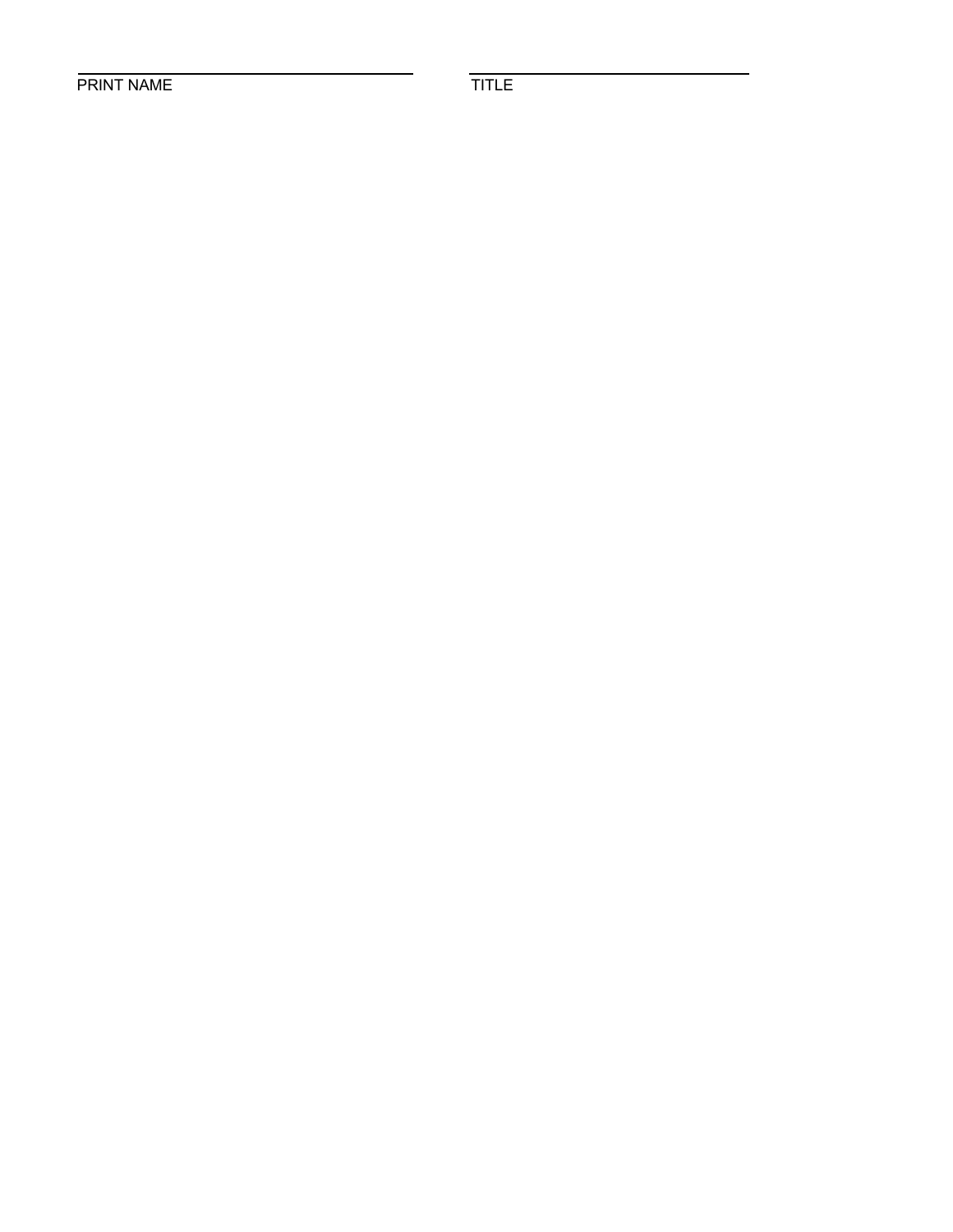\_\_\_\_\_\_\_\_\_\_\_\_\_\_\_\_\_\_\_\_\_\_\_\_\_\_\_\_\_\_\_\_\_\_\_\_\_\_\_ \_\_\_\_\_\_\_\_\_\_\_\_\_\_\_\_\_\_\_\_\_\_\_\_\_\_\_\_\_\_\_\_\_\_\_

PRINT NAME TITLE